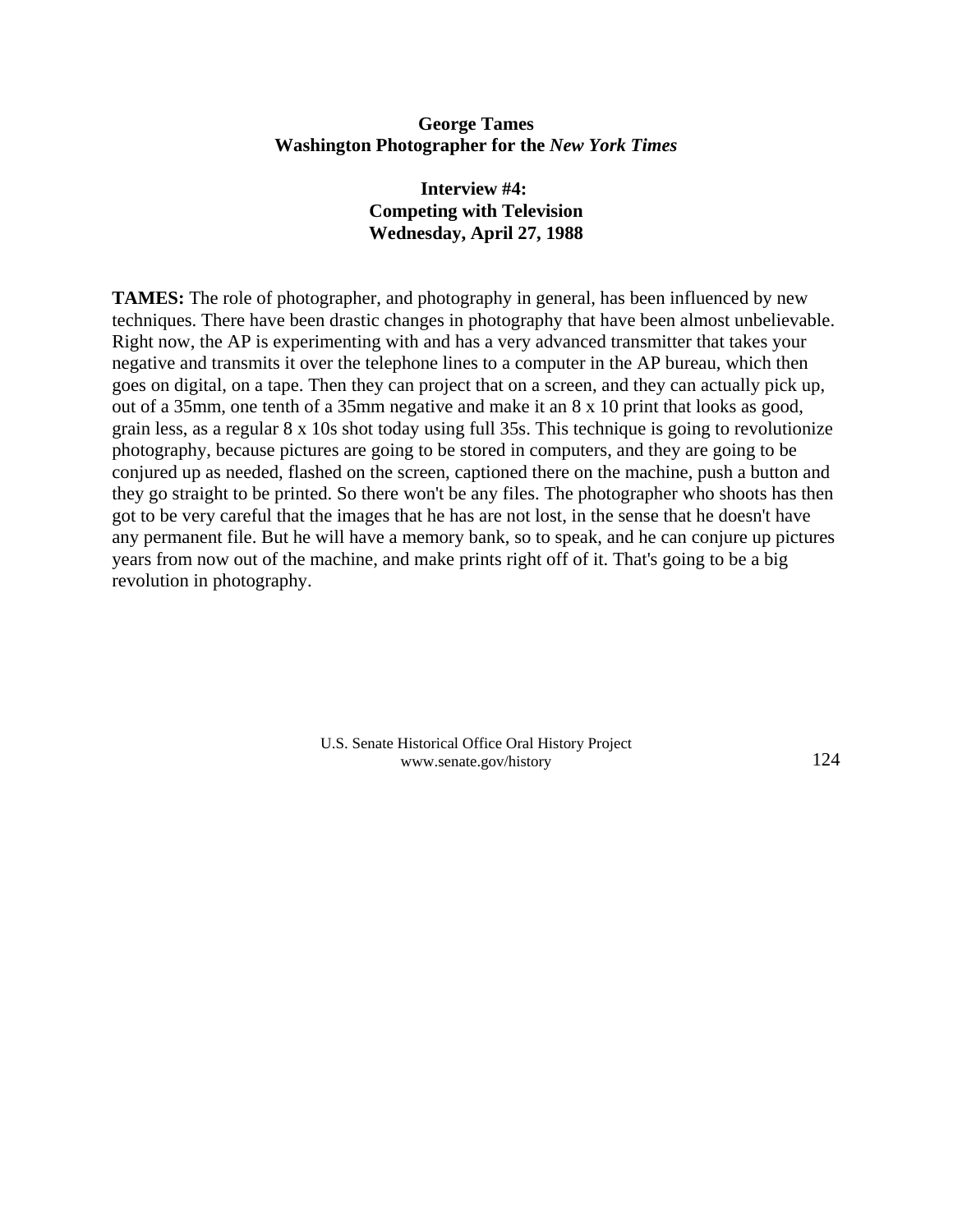# George Tames
## Washington Photographer for the *New York Times*

### Interview #4: Competing with Television
### Wednesday, April 27, 1988

**TAMES:** The role of photographer, and photography in general, has been influenced by new techniques. There have been drastic changes in photography that have been almost unbelievable. Right now, the AP is experimenting with and has a very advanced transmitter that takes your negative and transmits it over the telephone lines to a computer in the AP bureau, which then goes on digital, on a tape. Then they can project that on a screen, and they can actually pick up, out of a 35mm, one tenth of a 35mm negative and make it an 8 x 10 print that looks as good, grain less, as a regular 8 x 10s shot today using full 35s. This technique is going to revolutionize photography, because pictures are going to be stored in computers, and they are going to be conjured up as needed, flashed on the screen, captioned there on the machine, push a button and they go straight to be printed. So there won't be any files. The photographer who shoots has then got to be very careful that the images that he has are not lost, in the sense that he doesn't have any permanent file. But he will have a memory bank, so to speak, and he can conjure up pictures years from now out of the machine, and make prints right off of it. That's going to be a big revolution in photography.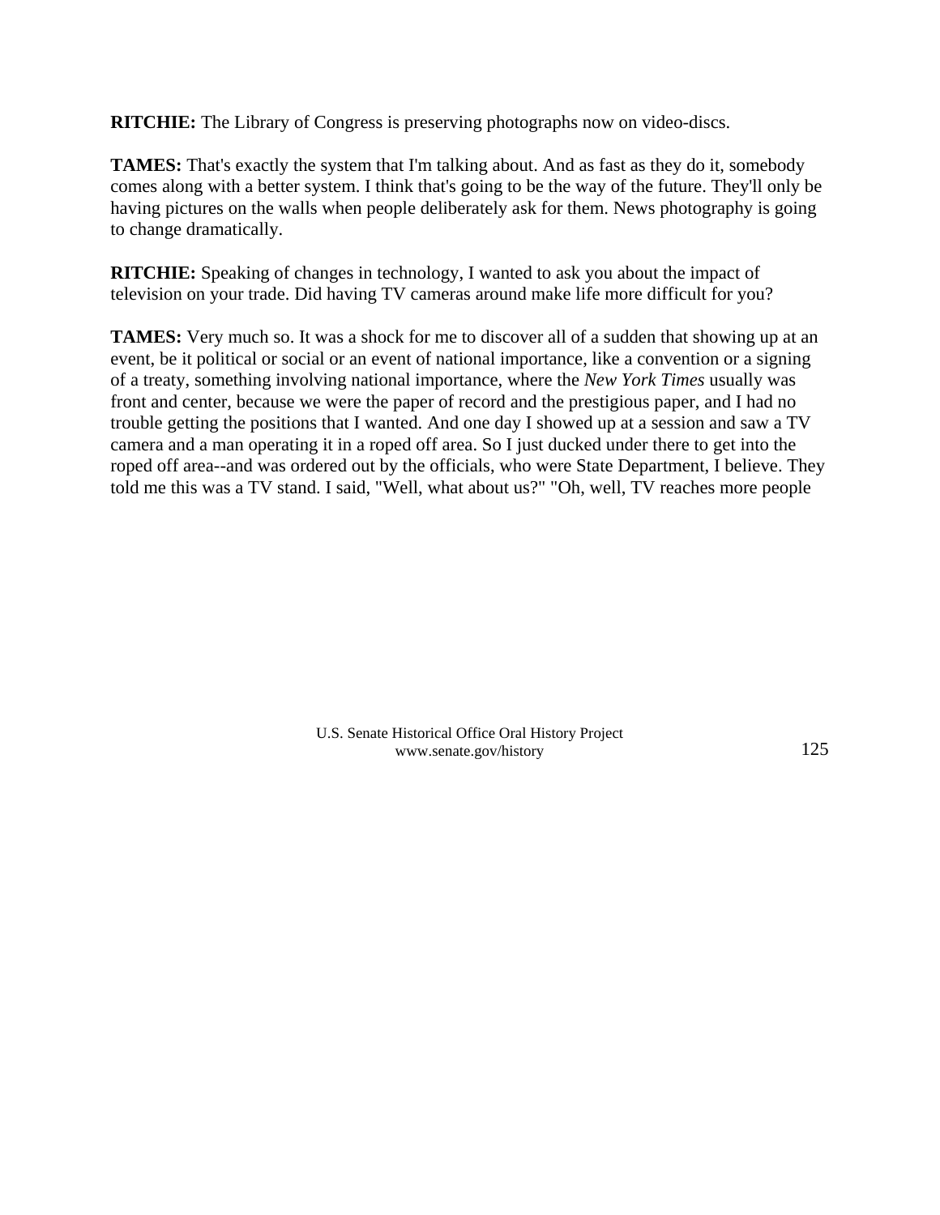**RITCHIE:** The Library of Congress is preserving photographs now on video-discs.

**TAMES:** That's exactly the system that I'm talking about. And as fast as they do it, somebody comes along with a better system. I think that's going to be the way of the future. They'll only be having pictures on the walls when people deliberately ask for them. News photography is going to change dramatically.

**RITCHIE:** Speaking of changes in technology, I wanted to ask you about the impact of television on your trade. Did having TV cameras around make life more difficult for you?

**TAMES:** Very much so. It was a shock for me to discover all of a sudden that showing up at an event, be it political or social or an event of national importance, like a convention or a signing of a treaty, something involving national importance, where the *New York Times* usually was front and center, because we were the paper of record and the prestigious paper, and I had no trouble getting the positions that I wanted. And one day I showed up at a session and saw a TV camera and a man operating it in a roped off area. So I just ducked under there to get into the roped off area--and was ordered out by the officials, who were State Department, I believe. They told me this was a TV stand. I said, "Well, what about us?" "Oh, well, TV reaches more people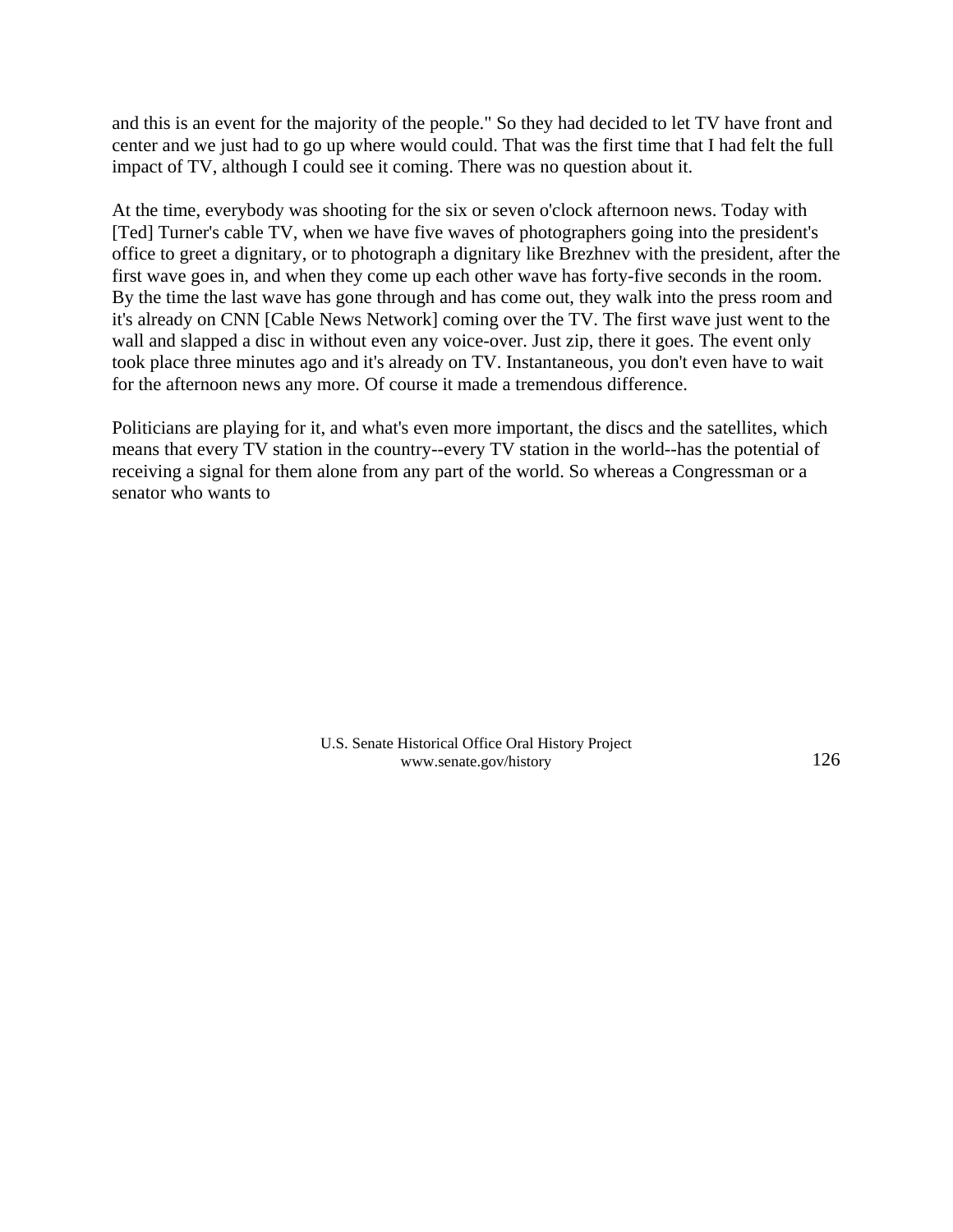and this is an event for the majority of the people." So they had decided to let TV have front and center and we just had to go up where would could. That was the first time that I had felt the full impact of TV, although I could see it coming. There was no question about it.

At the time, everybody was shooting for the six or seven o'clock afternoon news. Today with [Ted] Turner's cable TV, when we have five waves of photographers going into the president's office to greet a dignitary, or to photograph a dignitary like Brezhnev with the president, after the first wave goes in, and when they come up each other wave has forty-five seconds in the room. By the time the last wave has gone through and has come out, they walk into the press room and it's already on CNN [Cable News Network] coming over the TV. The first wave just went to the wall and slapped a disc in without even any voice-over. Just zip, there it goes. The event only took place three minutes ago and it's already on TV. Instantaneous, you don't even have to wait for the afternoon news any more. Of course it made a tremendous difference.

Politicians are playing for it, and what's even more important, the discs and the satellites, which means that every TV station in the country--every TV station in the world--has the potential of receiving a signal for them alone from any part of the world. So whereas a Congressman or a senator who wants to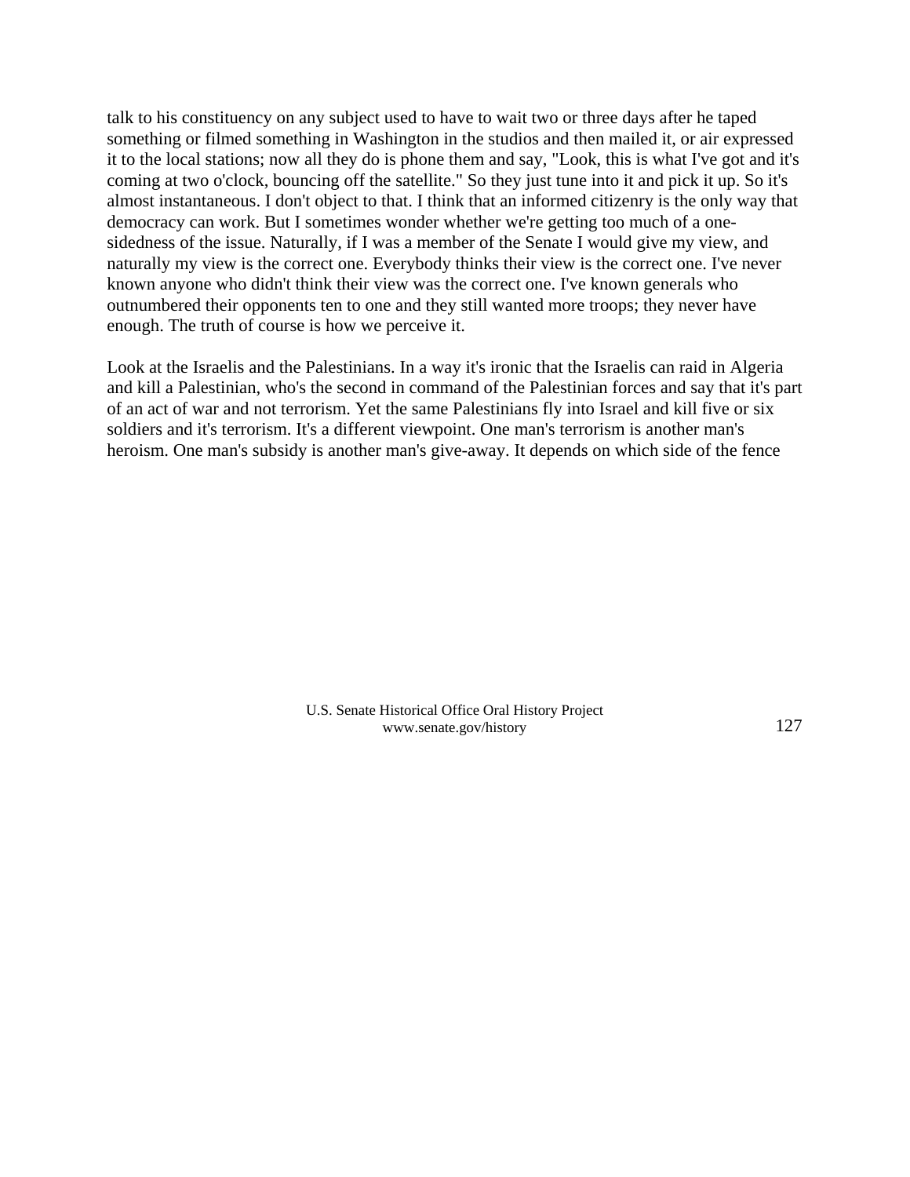talk to his constituency on any subject used to have to wait two or three days after he taped something or filmed something in Washington in the studios and then mailed it, or air expressed it to the local stations; now all they do is phone them and say, "Look, this is what I've got and it's coming at two o'clock, bouncing off the satellite." So they just tune into it and pick it up. So it's almost instantaneous. I don't object to that. I think that an informed citizenry is the only way that democracy can work. But I sometimes wonder whether we're getting too much of a one-sidedness of the issue. Naturally, if I was a member of the Senate I would give my view, and naturally my view is the correct one. Everybody thinks their view is the correct one. I've never known anyone who didn't think their view was the correct one. I've known generals who outnumbered their opponents ten to one and they still wanted more troops; they never have enough. The truth of course is how we perceive it.

Look at the Israelis and the Palestinians. In a way it's ironic that the Israelis can raid in Algeria and kill a Palestinian, who's the second in command of the Palestinian forces and say that it's part of an act of war and not terrorism. Yet the same Palestinians fly into Israel and kill five or six soldiers and it's terrorism. It's a different viewpoint. One man's terrorism is another man's heroism. One man's subsidy is another man's give-away. It depends on which side of the fence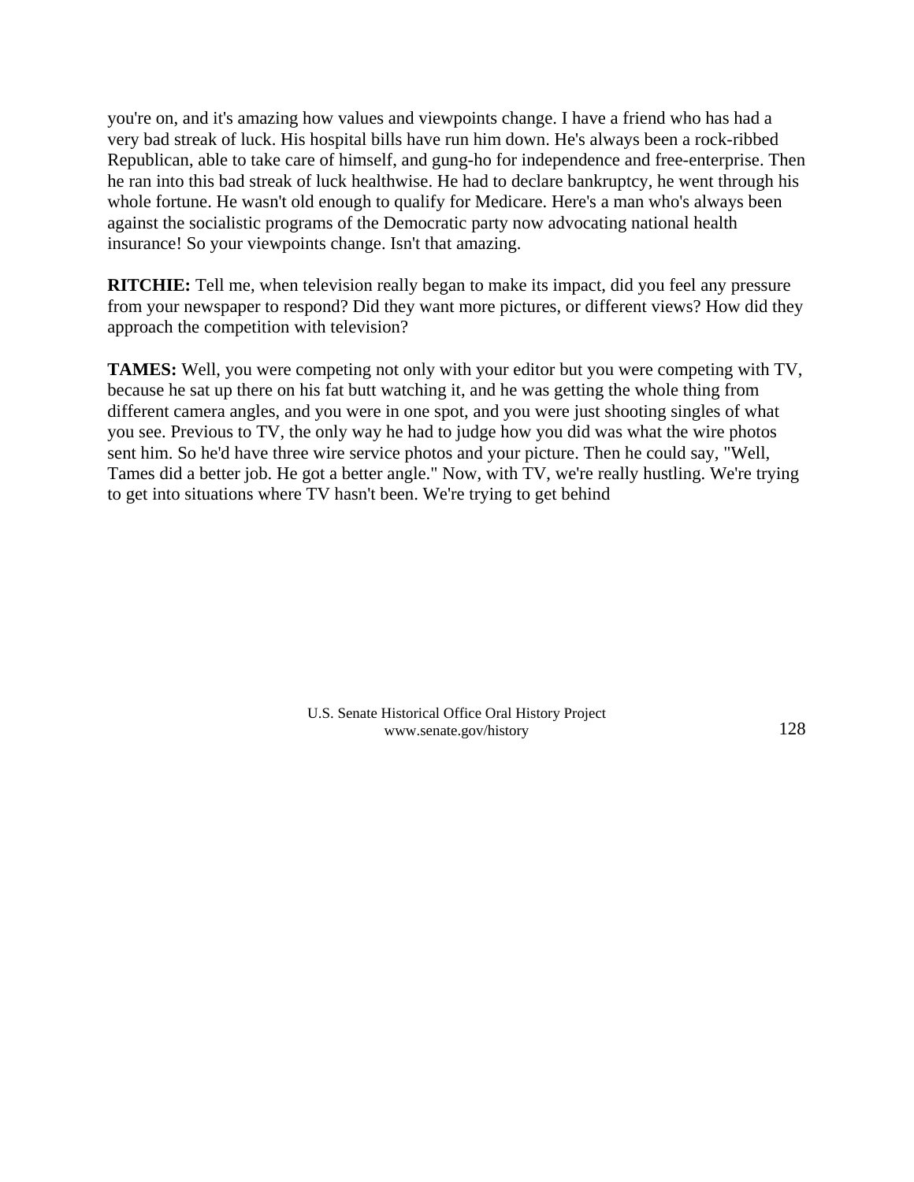you're on, and it's amazing how values and viewpoints change. I have a friend who has had a very bad streak of luck. His hospital bills have run him down. He's always been a rock-ribbed Republican, able to take care of himself, and gung-ho for independence and free-enterprise. Then he ran into this bad streak of luck healthwise. He had to declare bankruptcy, he went through his whole fortune. He wasn't old enough to qualify for Medicare. Here's a man who's always been against the socialistic programs of the Democratic party now advocating national health insurance! So your viewpoints change. Isn't that amazing.

**RITCHIE:** Tell me, when television really began to make its impact, did you feel any pressure from your newspaper to respond? Did they want more pictures, or different views? How did they approach the competition with television?

**TAMES:** Well, you were competing not only with your editor but you were competing with TV, because he sat up there on his fat butt watching it, and he was getting the whole thing from different camera angles, and you were in one spot, and you were just shooting singles of what you see. Previous to TV, the only way he had to judge how you did was what the wire photos sent him. So he'd have three wire service photos and your picture. Then he could say, "Well, Tames did a better job. He got a better angle." Now, with TV, we're really hustling. We're trying to get into situations where TV hasn't been. We're trying to get behind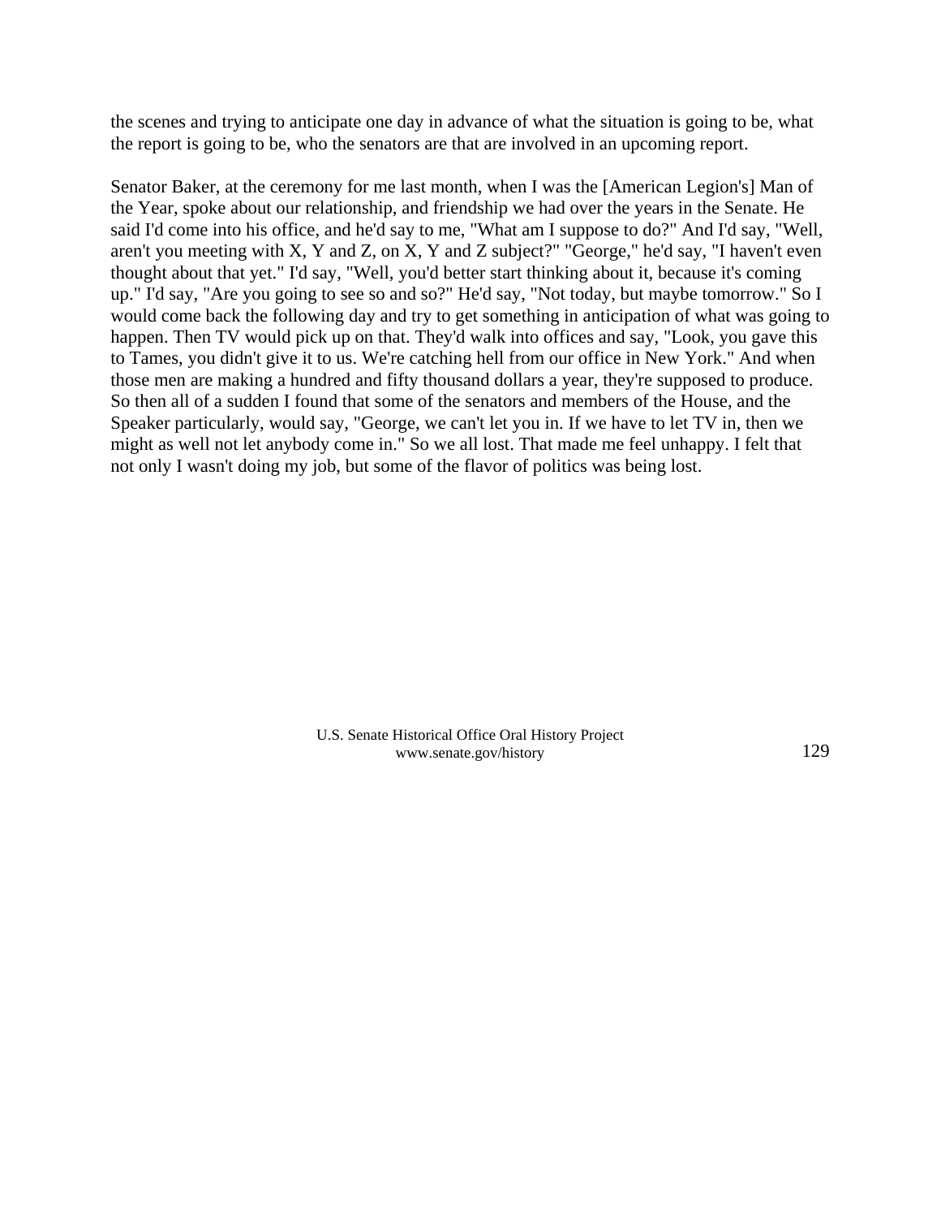the scenes and trying to anticipate one day in advance of what the situation is going to be, what the report is going to be, who the senators are that are involved in an upcoming report.

Senator Baker, at the ceremony for me last month, when I was the [American Legion's] Man of the Year, spoke about our relationship, and friendship we had over the years in the Senate. He said I'd come into his office, and he'd say to me, "What am I suppose to do?" And I'd say, "Well, aren't you meeting with X, Y and Z, on X, Y and Z subject?" "George," he'd say, "I haven't even thought about that yet." I'd say, "Well, you'd better start thinking about it, because it's coming up." I'd say, "Are you going to see so and so?" He'd say, "Not today, but maybe tomorrow." So I would come back the following day and try to get something in anticipation of what was going to happen. Then TV would pick up on that. They'd walk into offices and say, "Look, you gave this to Tames, you didn't give it to us. We're catching hell from our office in New York." And when those men are making a hundred and fifty thousand dollars a year, they're supposed to produce. So then all of a sudden I found that some of the senators and members of the House, and the Speaker particularly, would say, "George, we can't let you in. If we have to let TV in, then we might as well not let anybody come in." So we all lost. That made me feel unhappy. I felt that not only I wasn't doing my job, but some of the flavor of politics was being lost.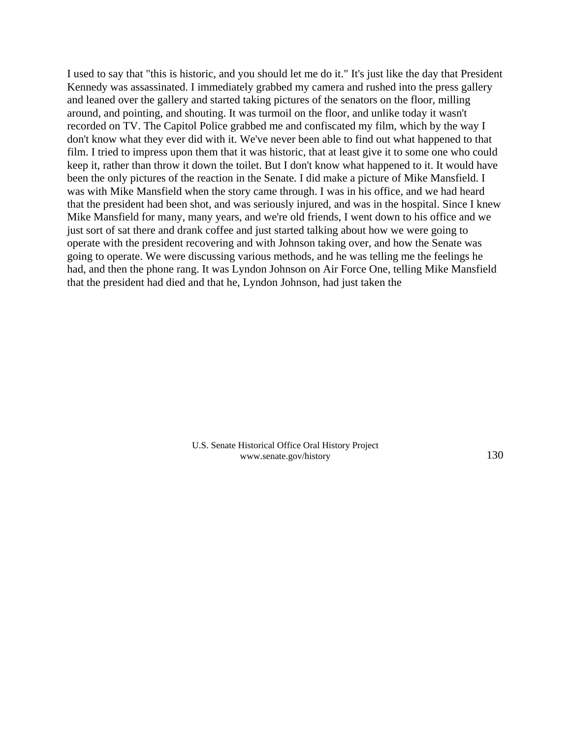I used to say that "this is historic, and you should let me do it." It's just like the day that President Kennedy was assassinated. I immediately grabbed my camera and rushed into the press gallery and leaned over the gallery and started taking pictures of the senators on the floor, milling around, and pointing, and shouting. It was turmoil on the floor, and unlike today it wasn't recorded on TV. The Capitol Police grabbed me and confiscated my film, which by the way I don't know what they ever did with it. We've never been able to find out what happened to that film. I tried to impress upon them that it was historic, that at least give it to some one who could keep it, rather than throw it down the toilet. But I don't know what happened to it. It would have been the only pictures of the reaction in the Senate. I did make a picture of Mike Mansfield. I was with Mike Mansfield when the story came through. I was in his office, and we had heard that the president had been shot, and was seriously injured, and was in the hospital. Since I knew Mike Mansfield for many, many years, and we're old friends, I went down to his office and we just sort of sat there and drank coffee and just started talking about how we were going to operate with the president recovering and with Johnson taking over, and how the Senate was going to operate. We were discussing various methods, and he was telling me the feelings he had, and then the phone rang. It was Lyndon Johnson on Air Force One, telling Mike Mansfield that the president had died and that he, Lyndon Johnson, had just taken the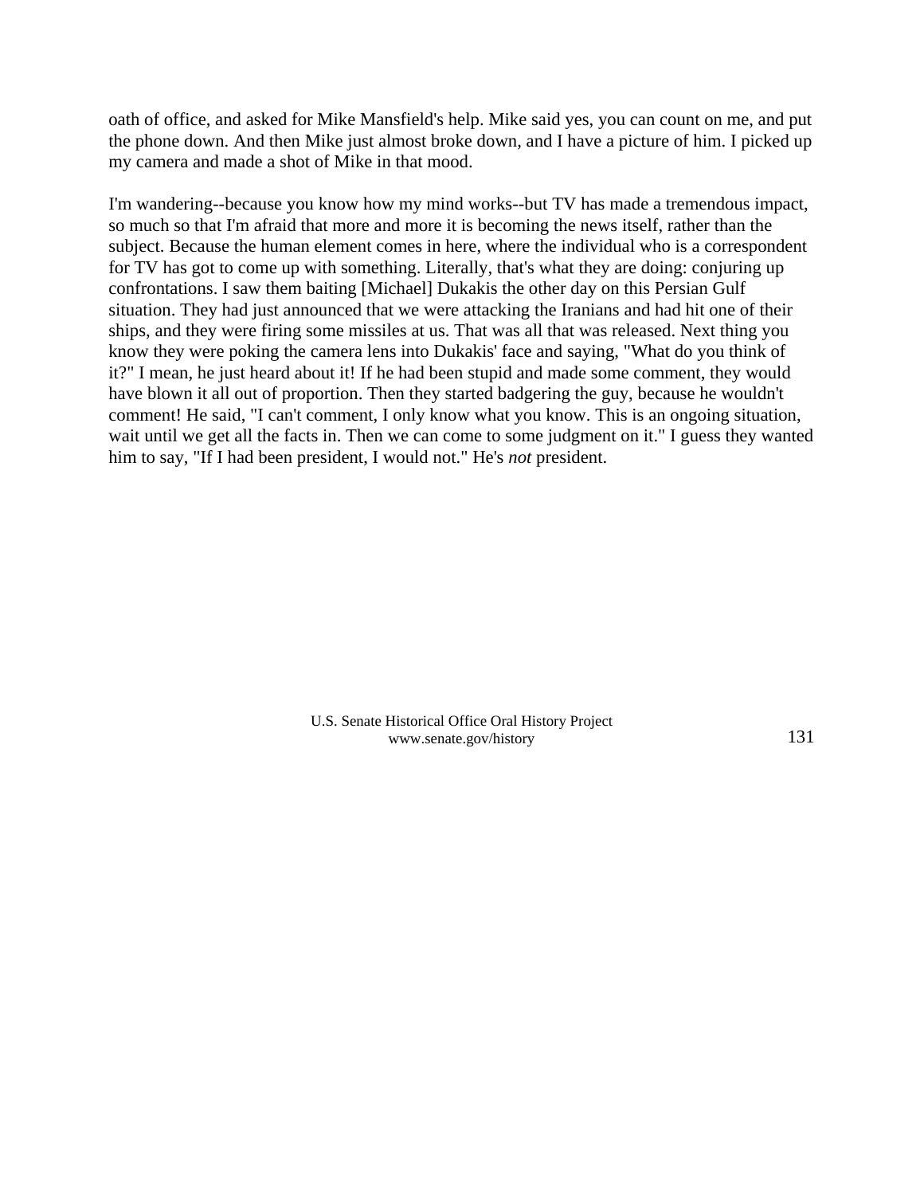oath of office, and asked for Mike Mansfield's help. Mike said yes, you can count on me, and put the phone down. And then Mike just almost broke down, and I have a picture of him. I picked up my camera and made a shot of Mike in that mood.

I'm wandering--because you know how my mind works--but TV has made a tremendous impact, so much so that I'm afraid that more and more it is becoming the news itself, rather than the subject. Because the human element comes in here, where the individual who is a correspondent for TV has got to come up with something. Literally, that's what they are doing: conjuring up confrontations. I saw them baiting [Michael] Dukakis the other day on this Persian Gulf situation. They had just announced that we were attacking the Iranians and had hit one of their ships, and they were firing some missiles at us. That was all that was released. Next thing you know they were poking the camera lens into Dukakis' face and saying, "What do you think of it?" I mean, he just heard about it! If he had been stupid and made some comment, they would have blown it all out of proportion. Then they started badgering the guy, because he wouldn't comment! He said, "I can't comment, I only know what you know. This is an ongoing situation, wait until we get all the facts in. Then we can come to some judgment on it." I guess they wanted him to say, "If I had been president, I would not." He's *not* president.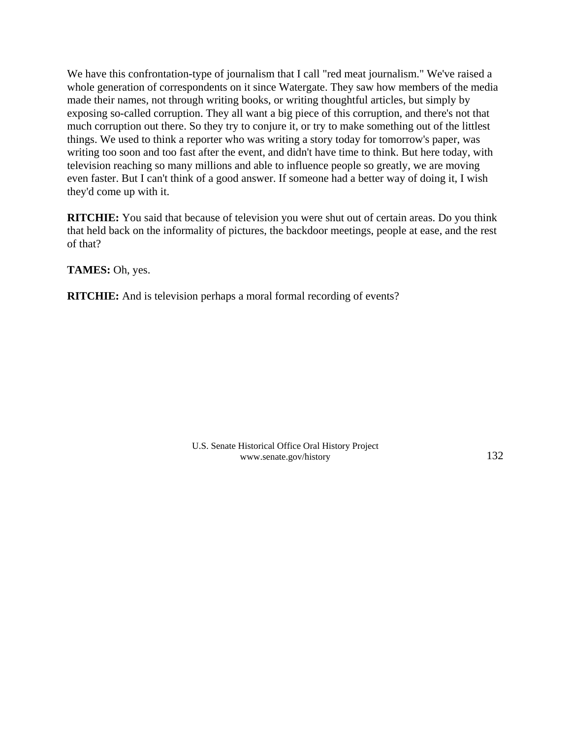We have this confrontation-type of journalism that I call "red meat journalism." We've raised a whole generation of correspondents on it since Watergate. They saw how members of the media made their names, not through writing books, or writing thoughtful articles, but simply by exposing so-called corruption. They all want a big piece of this corruption, and there's not that much corruption out there. So they try to conjure it, or try to make something out of the littlest things. We used to think a reporter who was writing a story today for tomorrow's paper, was writing too soon and too fast after the event, and didn't have time to think. But here today, with television reaching so many millions and able to influence people so greatly, we are moving even faster. But I can't think of a good answer. If someone had a better way of doing it, I wish they'd come up with it.

**RITCHIE:** You said that because of television you were shut out of certain areas. Do you think that held back on the informality of pictures, the backdoor meetings, people at ease, and the rest of that?

**TAMES:** Oh, yes.

**RITCHIE:** And is television perhaps a moral formal recording of events?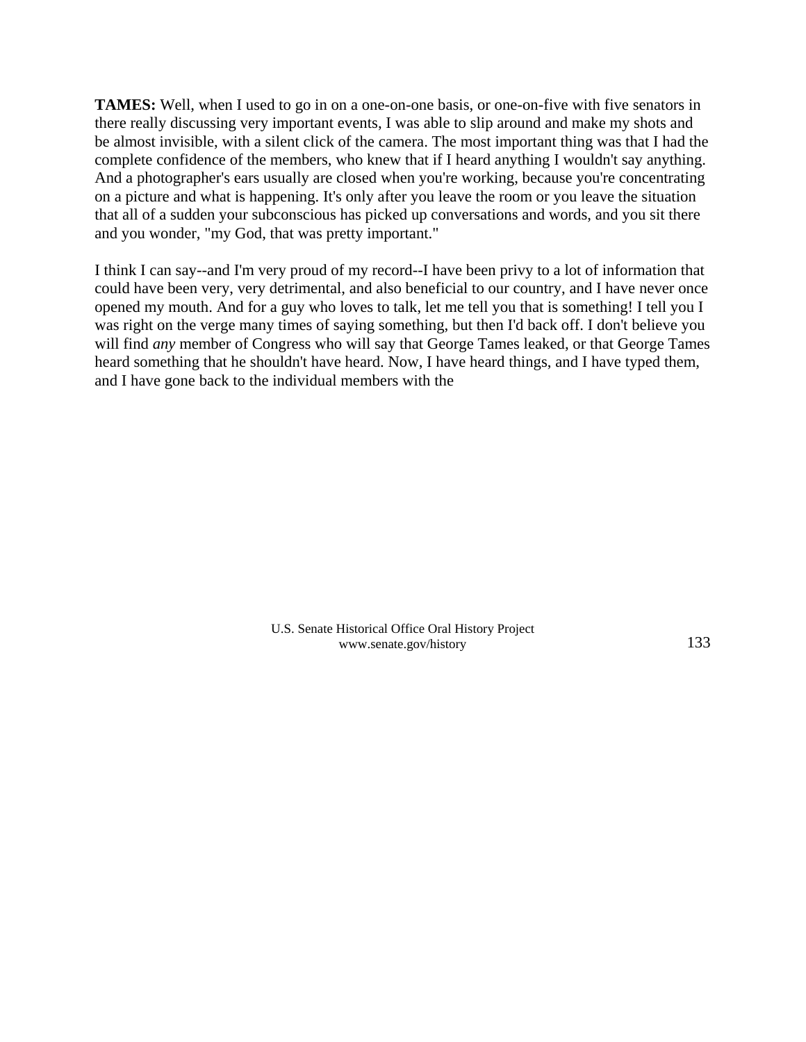**TAMES:** Well, when I used to go in on a one-on-one basis, or one-on-five with five senators in there really discussing very important events, I was able to slip around and make my shots and be almost invisible, with a silent click of the camera. The most important thing was that I had the complete confidence of the members, who knew that if I heard anything I wouldn't say anything. And a photographer's ears usually are closed when you're working, because you're concentrating on a picture and what is happening. It's only after you leave the room or you leave the situation that all of a sudden your subconscious has picked up conversations and words, and you sit there and you wonder, "my God, that was pretty important."

I think I can say--and I'm very proud of my record--I have been privy to a lot of information that could have been very, very detrimental, and also beneficial to our country, and I have never once opened my mouth. And for a guy who loves to talk, let me tell you that is something! I tell you I was right on the verge many times of saying something, but then I'd back off. I don't believe you will find *any* member of Congress who will say that George Tames leaked, or that George Tames heard something that he shouldn't have heard. Now, I have heard things, and I have typed them, and I have gone back to the individual members with the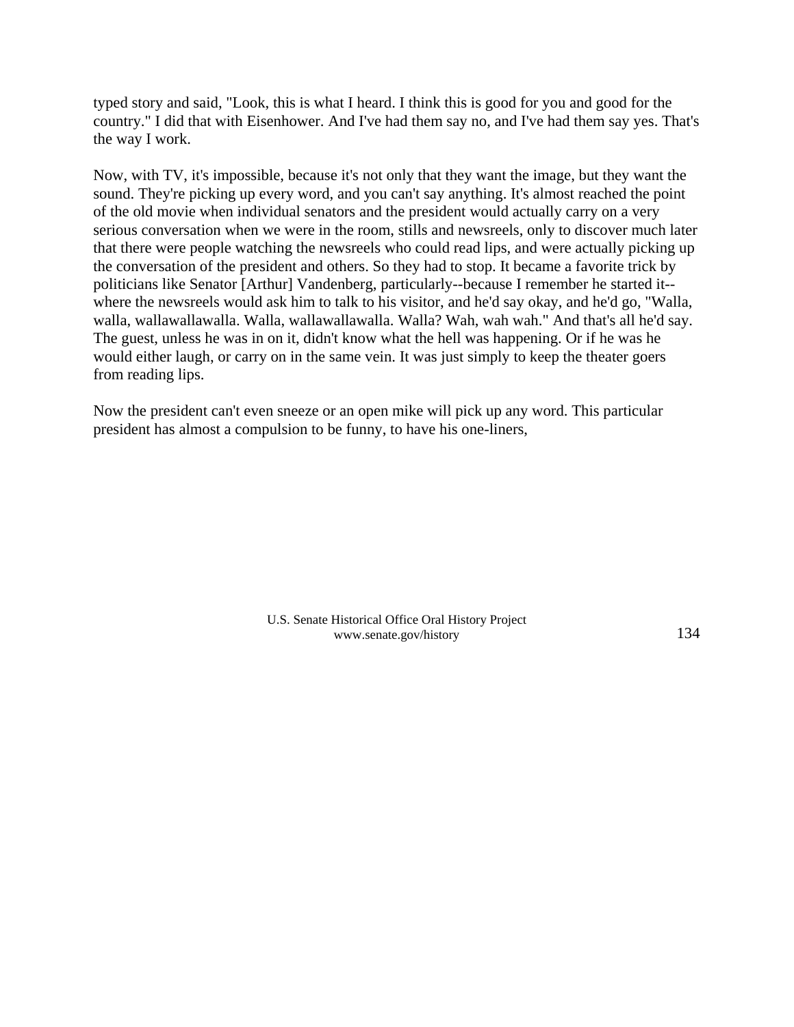typed story and said, "Look, this is what I heard. I think this is good for you and good for the country." I did that with Eisenhower. And I've had them say no, and I've had them say yes. That's the way I work.

Now, with TV, it's impossible, because it's not only that they want the image, but they want the sound. They're picking up every word, and you can't say anything. It's almost reached the point of the old movie when individual senators and the president would actually carry on a very serious conversation when we were in the room, stills and newsreels, only to discover much later that there were people watching the newsreels who could read lips, and were actually picking up the conversation of the president and others. So they had to stop. It became a favorite trick by politicians like Senator [Arthur] Vandenberg, particularly--because I remember he started it--where the newsreels would ask him to talk to his visitor, and he'd say okay, and he'd go, "Walla, walla, wallawallawalla. Walla, wallawallawalla. Walla? Wah, wah wah." And that's all he'd say. The guest, unless he was in on it, didn't know what the hell was happening. Or if he was he would either laugh, or carry on in the same vein. It was just simply to keep the theater goers from reading lips.

Now the president can't even sneeze or an open mike will pick up any word. This particular president has almost a compulsion to be funny, to have his one-liners,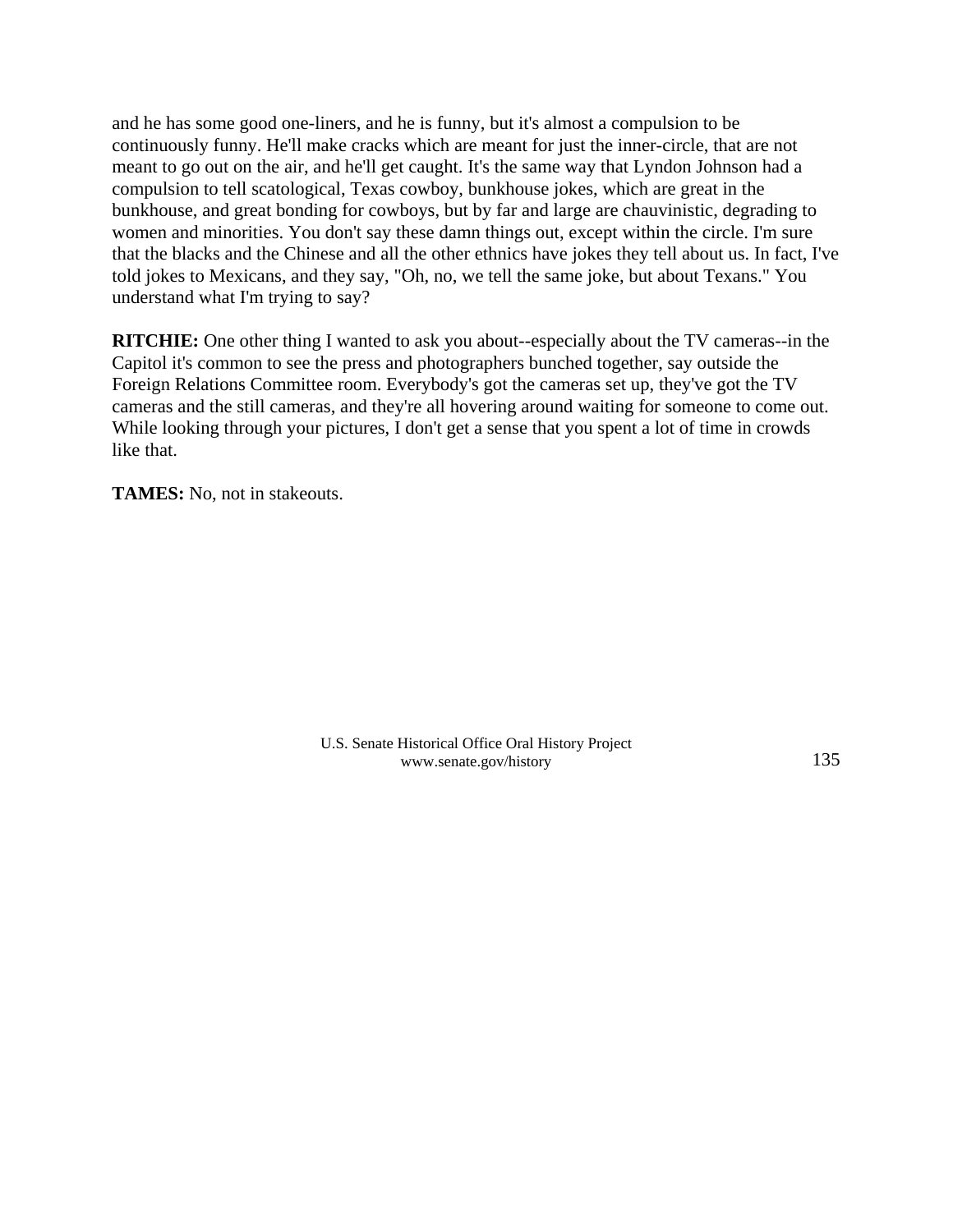and he has some good one-liners, and he is funny, but it's almost a compulsion to be continuously funny. He'll make cracks which are meant for just the inner-circle, that are not meant to go out on the air, and he'll get caught. It's the same way that Lyndon Johnson had a compulsion to tell scatological, Texas cowboy, bunkhouse jokes, which are great in the bunkhouse, and great bonding for cowboys, but by far and large are chauvinistic, degrading to women and minorities. You don't say these damn things out, except within the circle. I'm sure that the blacks and the Chinese and all the other ethnics have jokes they tell about us. In fact, I've told jokes to Mexicans, and they say, "Oh, no, we tell the same joke, but about Texans." You understand what I'm trying to say?

**RITCHIE:** One other thing I wanted to ask you about--especially about the TV cameras--in the Capitol it's common to see the press and photographers bunched together, say outside the Foreign Relations Committee room. Everybody's got the cameras set up, they've got the TV cameras and the still cameras, and they're all hovering around waiting for someone to come out. While looking through your pictures, I don't get a sense that you spent a lot of time in crowds like that.

**TAMES:** No, not in stakeouts.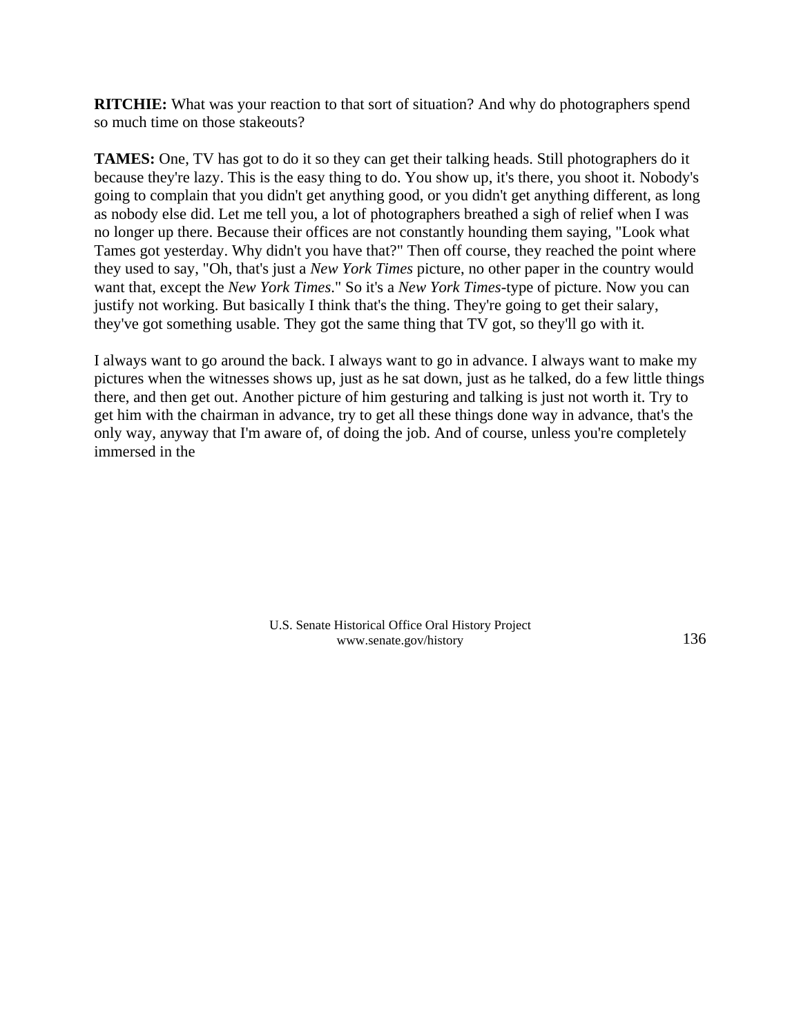**RITCHIE:** What was your reaction to that sort of situation? And why do photographers spend so much time on those stakeouts?

**TAMES:** One, TV has got to do it so they can get their talking heads. Still photographers do it because they're lazy. This is the easy thing to do. You show up, it's there, you shoot it. Nobody's going to complain that you didn't get anything good, or you didn't get anything different, as long as nobody else did. Let me tell you, a lot of photographers breathed a sigh of relief when I was no longer up there. Because their offices are not constantly hounding them saying, "Look what Tames got yesterday. Why didn't you have that?" Then off course, they reached the point where they used to say, "Oh, that's just a *New York Times* picture, no other paper in the country would want that, except the *New York Times*." So it's a *New York Times*-type of picture. Now you can justify not working. But basically I think that's the thing. They're going to get their salary, they've got something usable. They got the same thing that TV got, so they'll go with it.

I always want to go around the back. I always want to go in advance. I always want to make my pictures when the witnesses shows up, just as he sat down, just as he talked, do a few little things there, and then get out. Another picture of him gesturing and talking is just not worth it. Try to get him with the chairman in advance, try to get all these things done way in advance, that's the only way, anyway that I'm aware of, of doing the job. And of course, unless you're completely immersed in the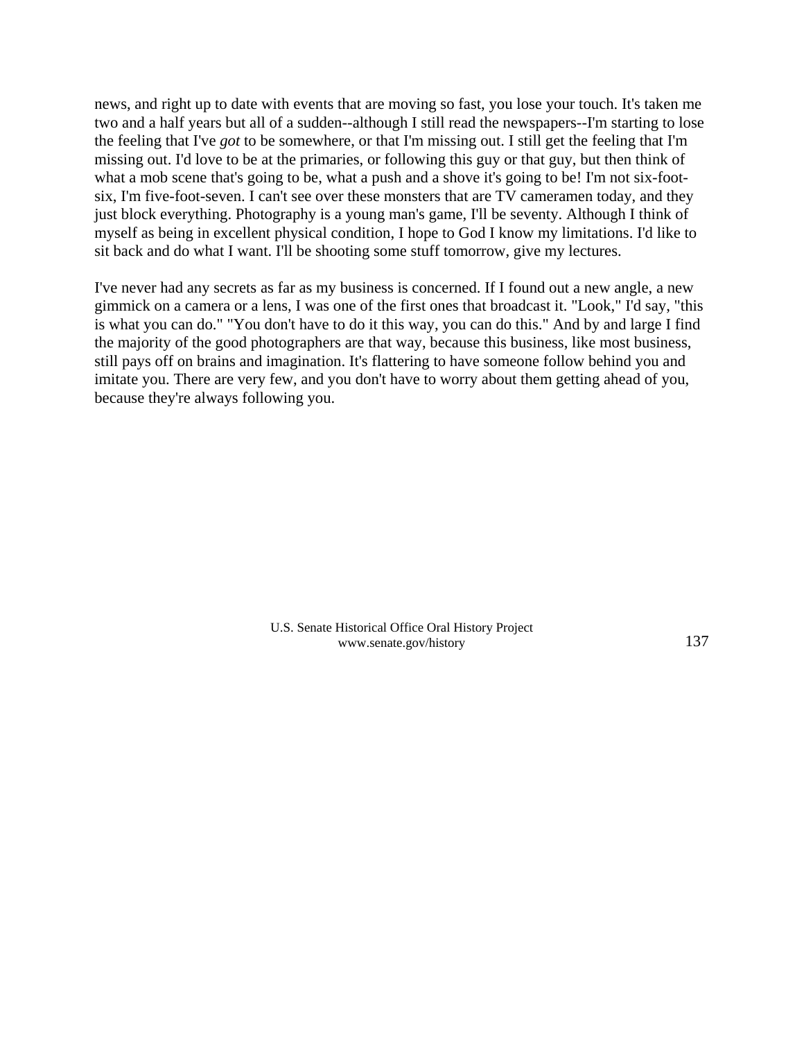news, and right up to date with events that are moving so fast, you lose your touch. It's taken me two and a half years but all of a sudden--although I still read the newspapers--I'm starting to lose the feeling that I've *got* to be somewhere, or that I'm missing out. I still get the feeling that I'm missing out. I'd love to be at the primaries, or following this guy or that guy, but then think of what a mob scene that's going to be, what a push and a shove it's going to be! I'm not six-foot-six, I'm five-foot-seven. I can't see over these monsters that are TV cameramen today, and they just block everything. Photography is a young man's game, I'll be seventy. Although I think of myself as being in excellent physical condition, I hope to God I know my limitations. I'd like to sit back and do what I want. I'll be shooting some stuff tomorrow, give my lectures.

I've never had any secrets as far as my business is concerned. If I found out a new angle, a new gimmick on a camera or a lens, I was one of the first ones that broadcast it. "Look," I'd say, "this is what you can do." "You don't have to do it this way, you can do this." And by and large I find the majority of the good photographers are that way, because this business, like most business, still pays off on brains and imagination. It's flattering to have someone follow behind you and imitate you. There are very few, and you don't have to worry about them getting ahead of you, because they're always following you.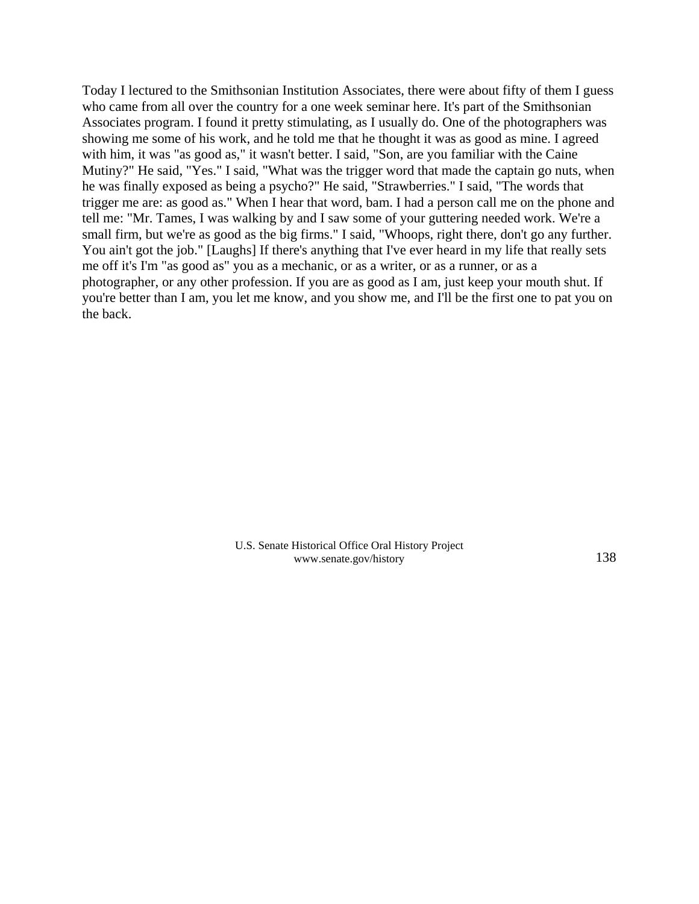Today I lectured to the Smithsonian Institution Associates, there were about fifty of them I guess who came from all over the country for a one week seminar here. It's part of the Smithsonian Associates program. I found it pretty stimulating, as I usually do. One of the photographers was showing me some of his work, and he told me that he thought it was as good as mine. I agreed with him, it was "as good as," it wasn't better. I said, "Son, are you familiar with the Caine Mutiny?" He said, "Yes." I said, "What was the trigger word that made the captain go nuts, when he was finally exposed as being a psycho?" He said, "Strawberries." I said, "The words that trigger me are: as good as." When I hear that word, bam. I had a person call me on the phone and tell me: "Mr. Tames, I was walking by and I saw some of your guttering needed work. We're a small firm, but we're as good as the big firms." I said, "Whoops, right there, don't go any further. You ain't got the job." [Laughs] If there's anything that I've ever heard in my life that really sets me off it's I'm "as good as" you as a mechanic, or as a writer, or as a runner, or as a photographer, or any other profession. If you are as good as I am, just keep your mouth shut. If you're better than I am, you let me know, and you show me, and I'll be the first one to pat you on the back.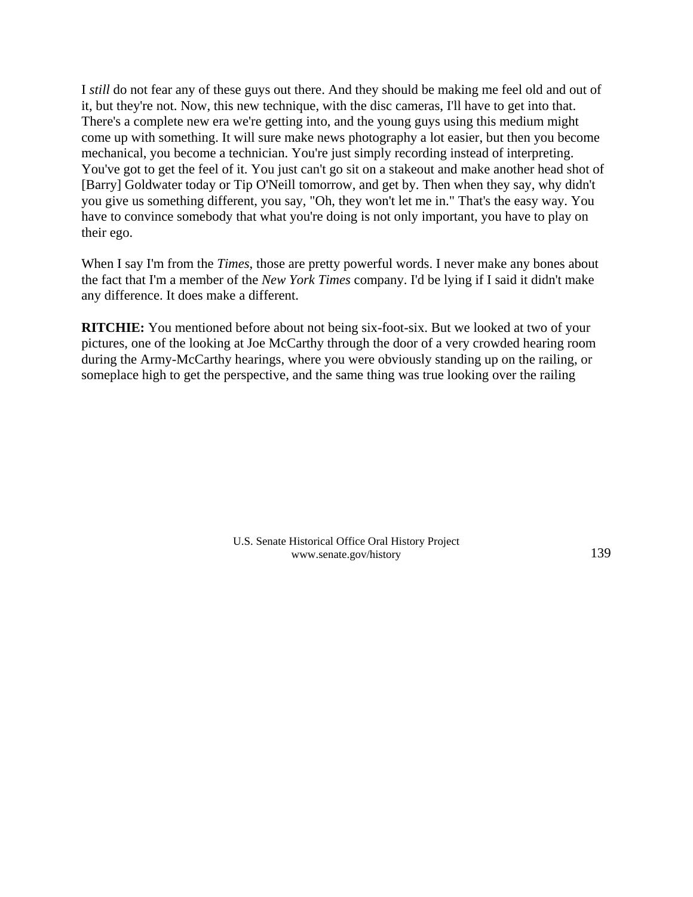I *still* do not fear any of these guys out there. And they should be making me feel old and out of it, but they're not. Now, this new technique, with the disc cameras, I'll have to get into that. There's a complete new era we're getting into, and the young guys using this medium might come up with something. It will sure make news photography a lot easier, but then you become mechanical, you become a technician. You're just simply recording instead of interpreting. You've got to get the feel of it. You just can't go sit on a stakeout and make another head shot of [Barry] Goldwater today or Tip O'Neill tomorrow, and get by. Then when they say, why didn't you give us something different, you say, "Oh, they won't let me in." That's the easy way. You have to convince somebody that what you're doing is not only important, you have to play on their ego.

When I say I'm from the *Times*, those are pretty powerful words. I never make any bones about the fact that I'm a member of the *New York Times* company. I'd be lying if I said it didn't make any difference. It does make a different.

**RITCHIE:** You mentioned before about not being six-foot-six. But we looked at two of your pictures, one of the looking at Joe McCarthy through the door of a very crowded hearing room during the Army-McCarthy hearings, where you were obviously standing up on the railing, or someplace high to get the perspective, and the same thing was true looking over the railing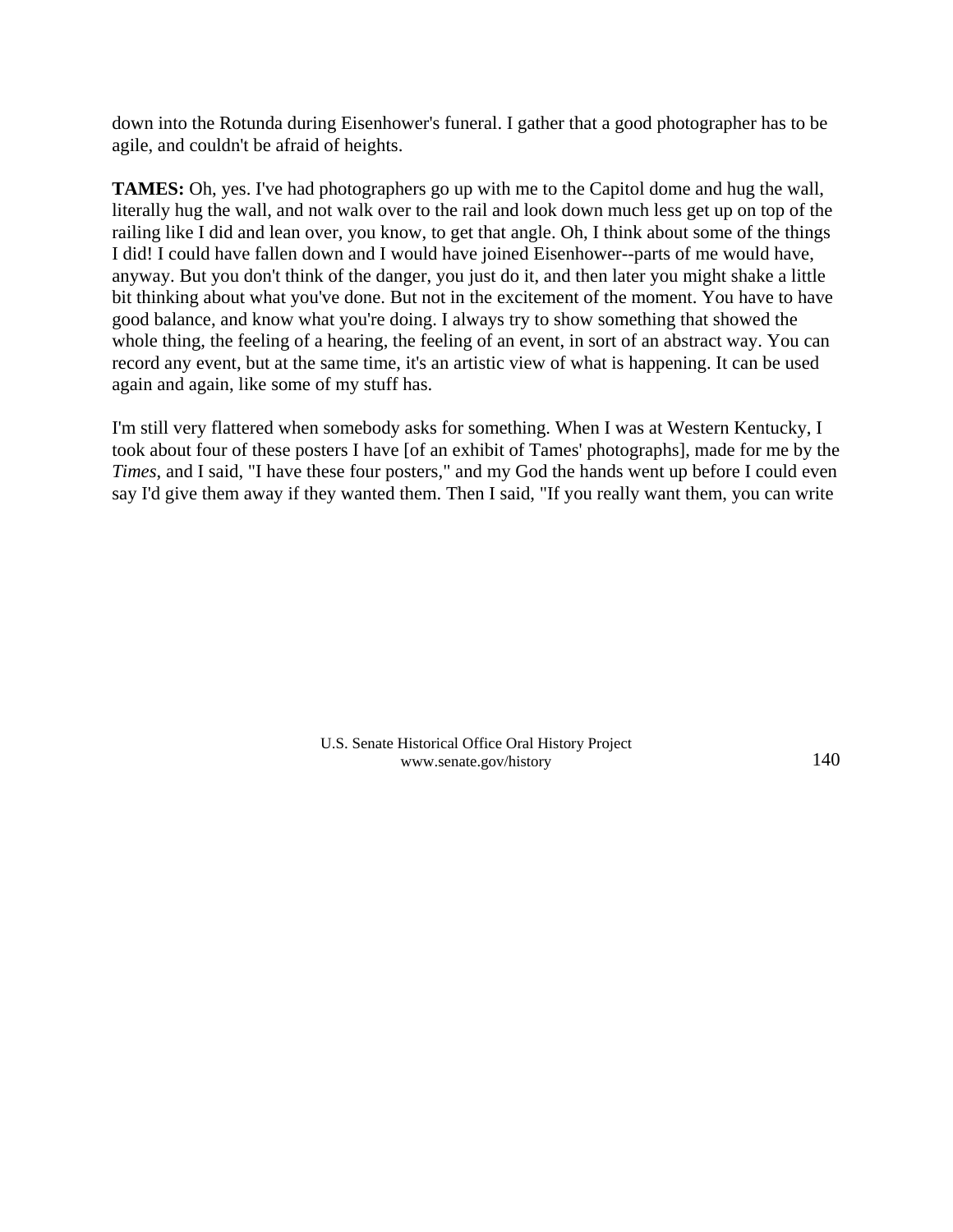down into the Rotunda during Eisenhower's funeral. I gather that a good photographer has to be agile, and couldn't be afraid of heights.

**TAMES:** Oh, yes. I've had photographers go up with me to the Capitol dome and hug the wall, literally hug the wall, and not walk over to the rail and look down much less get up on top of the railing like I did and lean over, you know, to get that angle. Oh, I think about some of the things I did! I could have fallen down and I would have joined Eisenhower--parts of me would have, anyway. But you don't think of the danger, you just do it, and then later you might shake a little bit thinking about what you've done. But not in the excitement of the moment. You have to have good balance, and know what you're doing. I always try to show something that showed the whole thing, the feeling of a hearing, the feeling of an event, in sort of an abstract way. You can record any event, but at the same time, it's an artistic view of what is happening. It can be used again and again, like some of my stuff has.

I'm still very flattered when somebody asks for something. When I was at Western Kentucky, I took about four of these posters I have [of an exhibit of Tames' photographs], made for me by the *Times*, and I said, "I have these four posters," and my God the hands went up before I could even say I'd give them away if they wanted them. Then I said, "If you really want them, you can write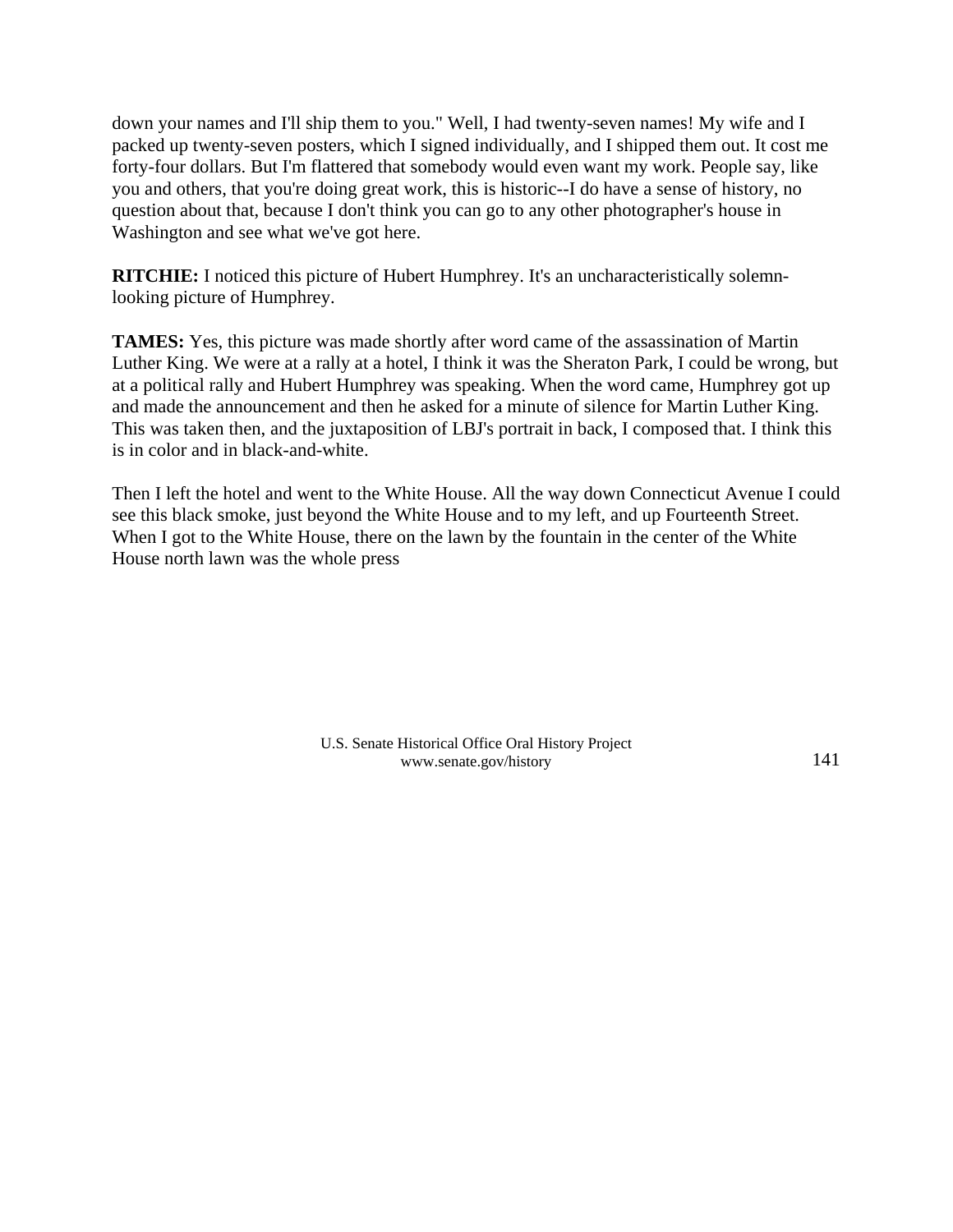down your names and I'll ship them to you." Well, I had twenty-seven names! My wife and I packed up twenty-seven posters, which I signed individually, and I shipped them out. It cost me forty-four dollars. But I'm flattered that somebody would even want my work. People say, like you and others, that you're doing great work, this is historic--I do have a sense of history, no question about that, because I don't think you can go to any other photographer's house in Washington and see what we've got here.

**RITCHIE:** I noticed this picture of Hubert Humphrey. It's an uncharacteristically solemn-looking picture of Humphrey.

**TAMES:** Yes, this picture was made shortly after word came of the assassination of Martin Luther King. We were at a rally at a hotel, I think it was the Sheraton Park, I could be wrong, but at a political rally and Hubert Humphrey was speaking. When the word came, Humphrey got up and made the announcement and then he asked for a minute of silence for Martin Luther King. This was taken then, and the juxtaposition of LBJ's portrait in back, I composed that. I think this is in color and in black-and-white.

Then I left the hotel and went to the White House. All the way down Connecticut Avenue I could see this black smoke, just beyond the White House and to my left, and up Fourteenth Street. When I got to the White House, there on the lawn by the fountain in the center of the White House north lawn was the whole press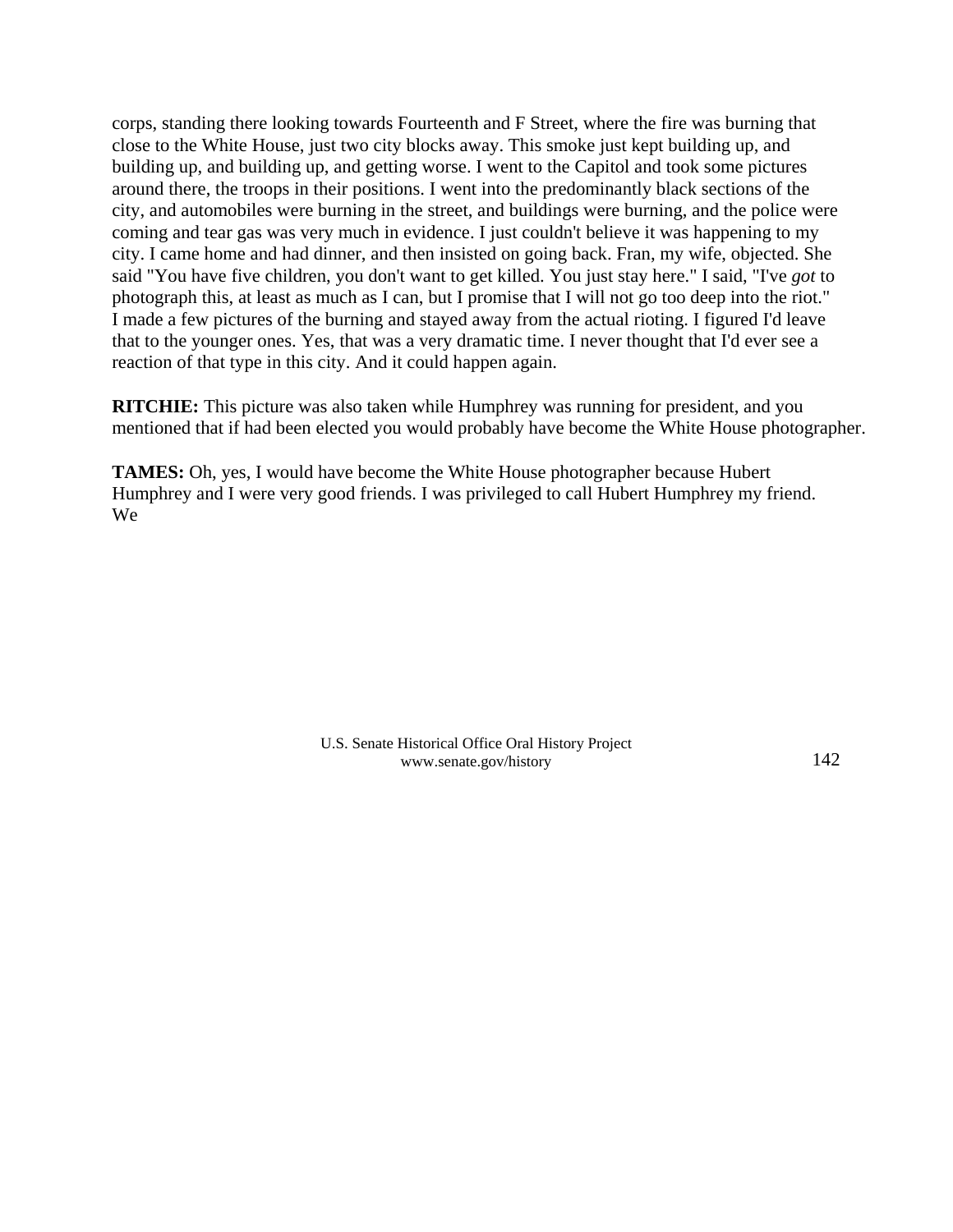corps, standing there looking towards Fourteenth and F Street, where the fire was burning that close to the White House, just two city blocks away. This smoke just kept building up, and building up, and building up, and getting worse. I went to the Capitol and took some pictures around there, the troops in their positions. I went into the predominantly black sections of the city, and automobiles were burning in the street, and buildings were burning, and the police were coming and tear gas was very much in evidence. I just couldn't believe it was happening to my city. I came home and had dinner, and then insisted on going back. Fran, my wife, objected. She said "You have five children, you don't want to get killed. You just stay here." I said, "I've *got* to photograph this, at least as much as I can, but I promise that I will not go too deep into the riot." I made a few pictures of the burning and stayed away from the actual rioting. I figured I'd leave that to the younger ones. Yes, that was a very dramatic time. I never thought that I'd ever see a reaction of that type in this city. And it could happen again.

**RITCHIE:** This picture was also taken while Humphrey was running for president, and you mentioned that if had been elected you would probably have become the White House photographer.

**TAMES:** Oh, yes, I would have become the White House photographer because Hubert Humphrey and I were very good friends. I was privileged to call Hubert Humphrey my friend. We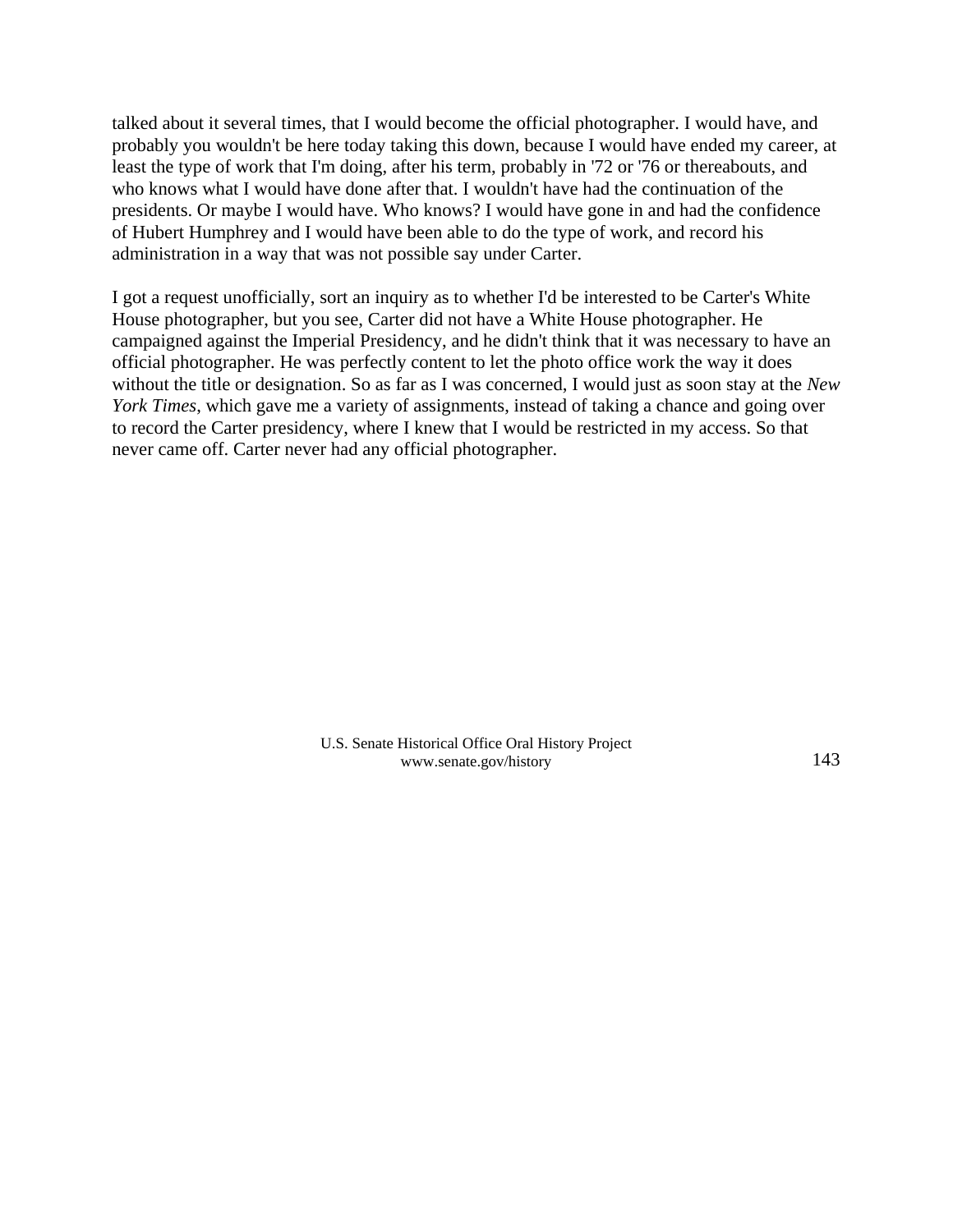talked about it several times, that I would become the official photographer. I would have, and probably you wouldn't be here today taking this down, because I would have ended my career, at least the type of work that I'm doing, after his term, probably in '72 or '76 or thereabouts, and who knows what I would have done after that. I wouldn't have had the continuation of the presidents. Or maybe I would have. Who knows? I would have gone in and had the confidence of Hubert Humphrey and I would have been able to do the type of work, and record his administration in a way that was not possible say under Carter.

I got a request unofficially, sort an inquiry as to whether I'd be interested to be Carter's White House photographer, but you see, Carter did not have a White House photographer. He campaigned against the Imperial Presidency, and he didn't think that it was necessary to have an official photographer. He was perfectly content to let the photo office work the way it does without the title or designation. So as far as I was concerned, I would just as soon stay at the *New York Times*, which gave me a variety of assignments, instead of taking a chance and going over to record the Carter presidency, where I knew that I would be restricted in my access. So that never came off. Carter never had any official photographer.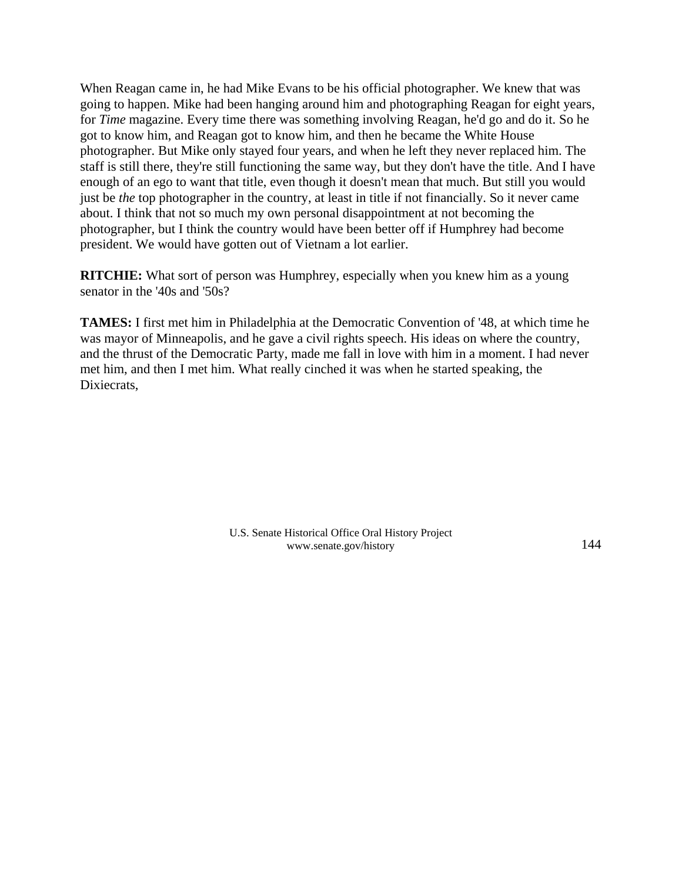When Reagan came in, he had Mike Evans to be his official photographer. We knew that was going to happen. Mike had been hanging around him and photographing Reagan for eight years, for *Time* magazine. Every time there was something involving Reagan, he'd go and do it. So he got to know him, and Reagan got to know him, and then he became the White House photographer. But Mike only stayed four years, and when he left they never replaced him. The staff is still there, they're still functioning the same way, but they don't have the title. And I have enough of an ego to want that title, even though it doesn't mean that much. But still you would just be *the* top photographer in the country, at least in title if not financially. So it never came about. I think that not so much my own personal disappointment at not becoming the photographer, but I think the country would have been better off if Humphrey had become president. We would have gotten out of Vietnam a lot earlier.

**RITCHIE:** What sort of person was Humphrey, especially when you knew him as a young senator in the '40s and '50s?

**TAMES:** I first met him in Philadelphia at the Democratic Convention of '48, at which time he was mayor of Minneapolis, and he gave a civil rights speech. His ideas on where the country, and the thrust of the Democratic Party, made me fall in love with him in a moment. I had never met him, and then I met him. What really cinched it was when he started speaking, the Dixiecrats,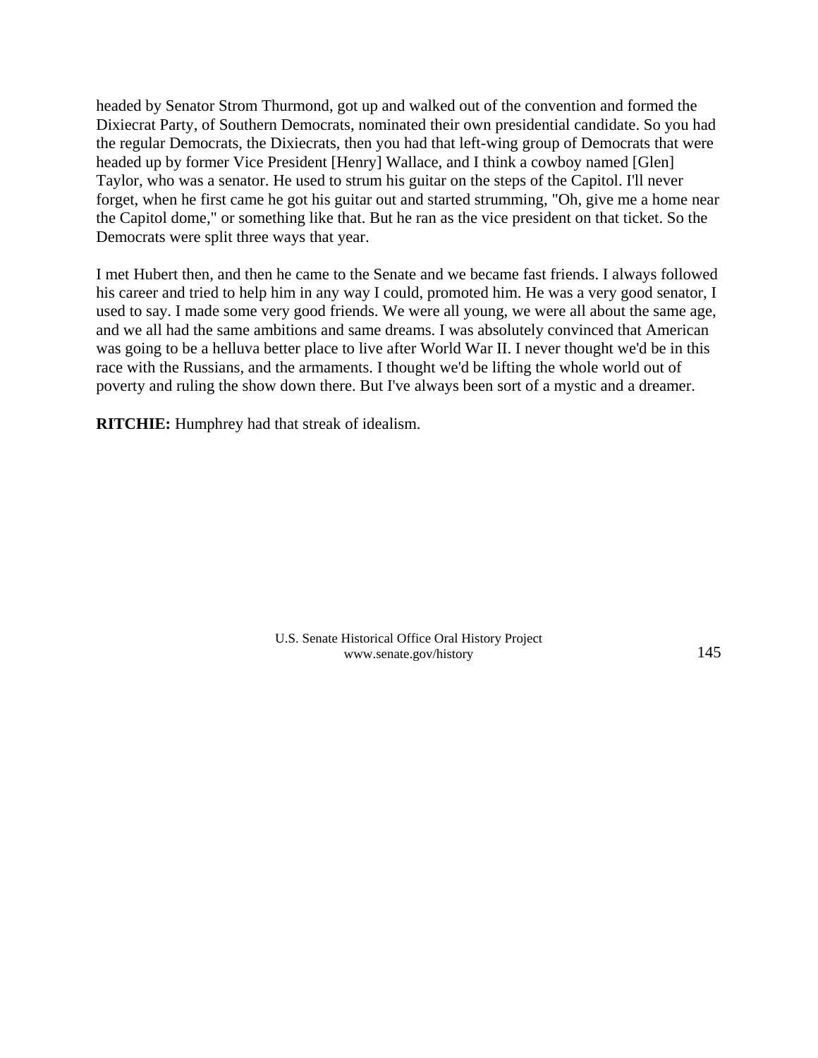headed by Senator Strom Thurmond, got up and walked out of the convention and formed the Dixiecrat Party, of Southern Democrats, nominated their own presidential candidate. So you had the regular Democrats, the Dixiecrats, then you had that left-wing group of Democrats that were headed up by former Vice President [Henry] Wallace, and I think a cowboy named [Glen] Taylor, who was a senator. He used to strum his guitar on the steps of the Capitol. I'll never forget, when he first came he got his guitar out and started strumming, "Oh, give me a home near the Capitol dome," or something like that. But he ran as the vice president on that ticket. So the Democrats were split three ways that year.

I met Hubert then, and then he came to the Senate and we became fast friends. I always followed his career and tried to help him in any way I could, promoted him. He was a very good senator, I used to say. I made some very good friends. We were all young, we were all about the same age, and we all had the same ambitions and same dreams. I was absolutely convinced that American was going to be a helluva better place to live after World War II. I never thought we'd be in this race with the Russians, and the armaments. I thought we'd be lifting the whole world out of poverty and ruling the show down there. But I've always been sort of a mystic and a dreamer.

**RITCHIE:** Humphrey had that streak of idealism.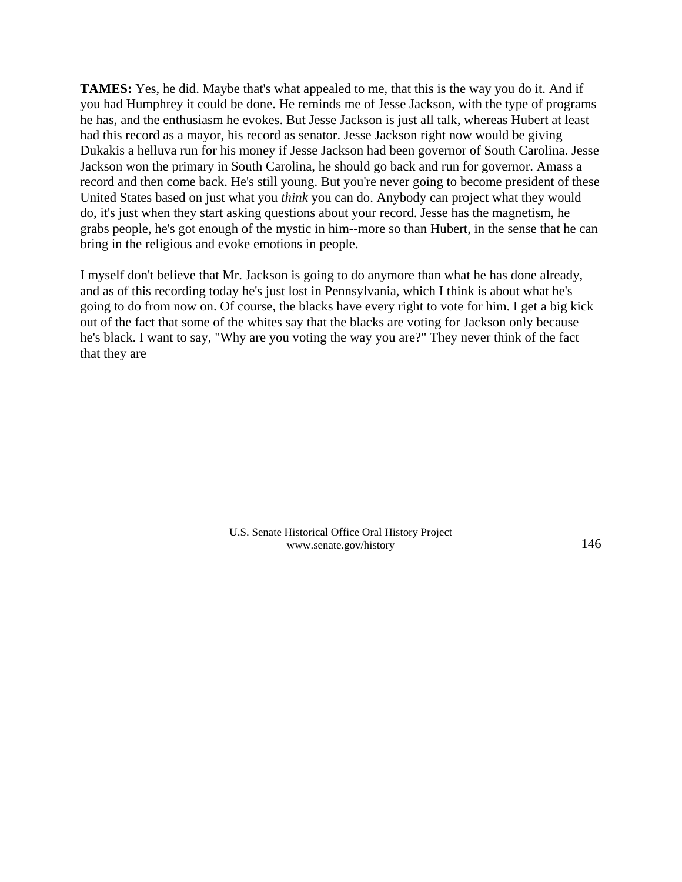**TAMES:** Yes, he did. Maybe that's what appealed to me, that this is the way you do it. And if you had Humphrey it could be done. He reminds me of Jesse Jackson, with the type of programs he has, and the enthusiasm he evokes. But Jesse Jackson is just all talk, whereas Hubert at least had this record as a mayor, his record as senator. Jesse Jackson right now would be giving Dukakis a helluva run for his money if Jesse Jackson had been governor of South Carolina. Jesse Jackson won the primary in South Carolina, he should go back and run for governor. Amass a record and then come back. He's still young. But you're never going to become president of these United States based on just what you *think* you can do. Anybody can project what they would do, it's just when they start asking questions about your record. Jesse has the magnetism, he grabs people, he's got enough of the mystic in him--more so than Hubert, in the sense that he can bring in the religious and evoke emotions in people.

I myself don't believe that Mr. Jackson is going to do anymore than what he has done already, and as of this recording today he's just lost in Pennsylvania, which I think is about what he's going to do from now on. Of course, the blacks have every right to vote for him. I get a big kick out of the fact that some of the whites say that the blacks are voting for Jackson only because he's black. I want to say, "Why are you voting the way you are?" They never think of the fact that they are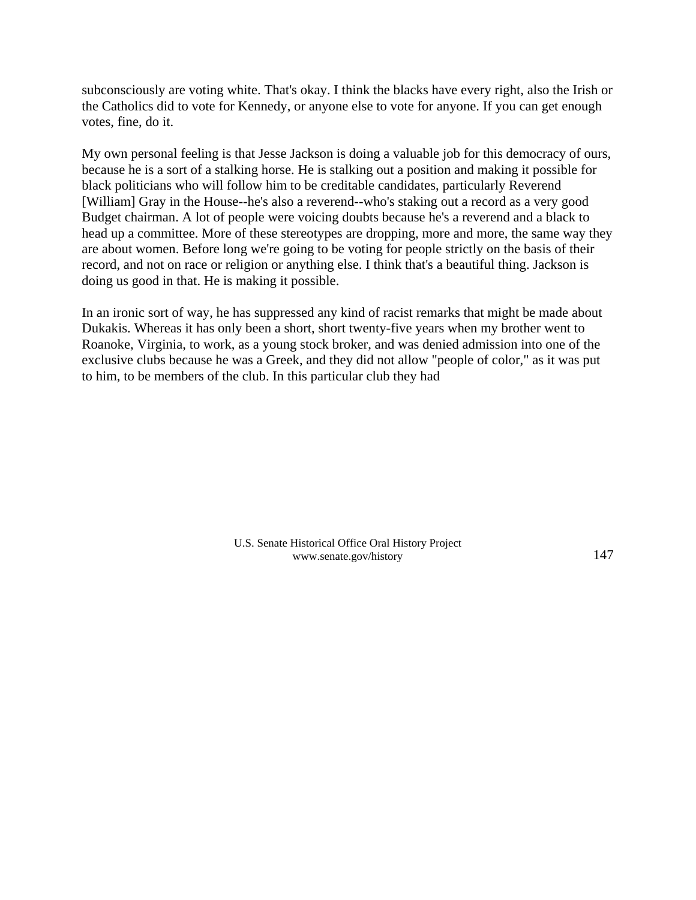subconsciously are voting white. That's okay. I think the blacks have every right, also the Irish or the Catholics did to vote for Kennedy, or anyone else to vote for anyone. If you can get enough votes, fine, do it.

My own personal feeling is that Jesse Jackson is doing a valuable job for this democracy of ours, because he is a sort of a stalking horse. He is stalking out a position and making it possible for black politicians who will follow him to be creditable candidates, particularly Reverend [William] Gray in the House--he's also a reverend--who's staking out a record as a very good Budget chairman. A lot of people were voicing doubts because he's a reverend and a black to head up a committee. More of these stereotypes are dropping, more and more, the same way they are about women. Before long we're going to be voting for people strictly on the basis of their record, and not on race or religion or anything else. I think that's a beautiful thing. Jackson is doing us good in that. He is making it possible.

In an ironic sort of way, he has suppressed any kind of racist remarks that might be made about Dukakis. Whereas it has only been a short, short twenty-five years when my brother went to Roanoke, Virginia, to work, as a young stock broker, and was denied admission into one of the exclusive clubs because he was a Greek, and they did not allow "people of color," as it was put to him, to be members of the club. In this particular club they had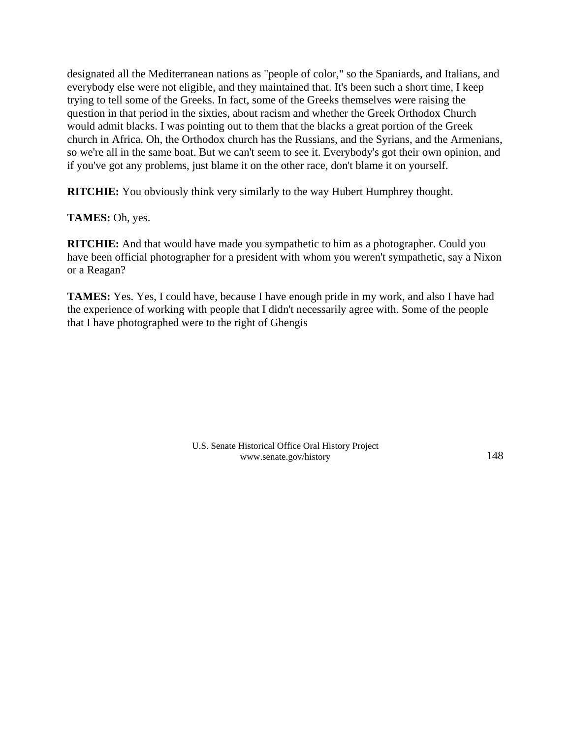designated all the Mediterranean nations as "people of color," so the Spaniards, and Italians, and everybody else were not eligible, and they maintained that. It's been such a short time, I keep trying to tell some of the Greeks. In fact, some of the Greeks themselves were raising the question in that period in the sixties, about racism and whether the Greek Orthodox Church would admit blacks. I was pointing out to them that the blacks a great portion of the Greek church in Africa. Oh, the Orthodox church has the Russians, and the Syrians, and the Armenians, so we're all in the same boat. But we can't seem to see it. Everybody's got their own opinion, and if you've got any problems, just blame it on the other race, don't blame it on yourself.

**RITCHIE:** You obviously think very similarly to the way Hubert Humphrey thought.

**TAMES:** Oh, yes.

**RITCHIE:** And that would have made you sympathetic to him as a photographer. Could you have been official photographer for a president with whom you weren't sympathetic, say a Nixon or a Reagan?

**TAMES:** Yes. Yes, I could have, because I have enough pride in my work, and also I have had the experience of working with people that I didn't necessarily agree with. Some of the people that I have photographed were to the right of Ghengis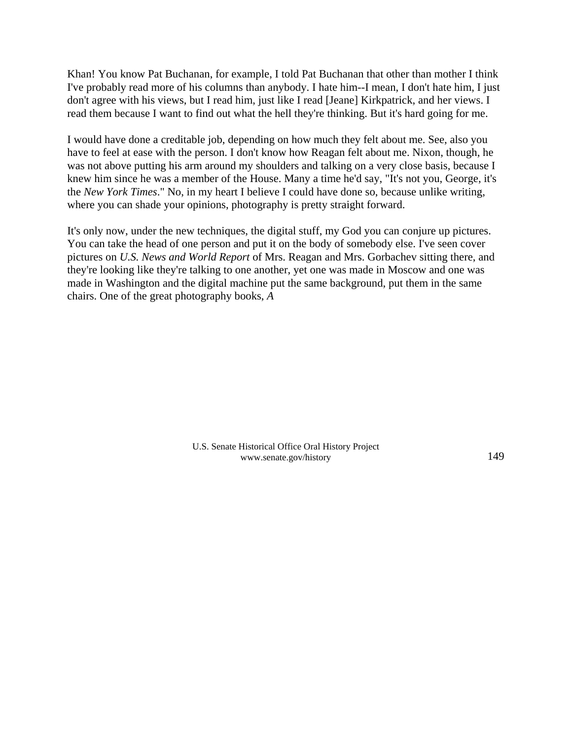Khan! You know Pat Buchanan, for example, I told Pat Buchanan that other than mother I think I've probably read more of his columns than anybody. I hate him--I mean, I don't hate him, I just don't agree with his views, but I read him, just like I read [Jeane] Kirkpatrick, and her views. I read them because I want to find out what the hell they're thinking. But it's hard going for me.

I would have done a creditable job, depending on how much they felt about me. See, also you have to feel at ease with the person. I don't know how Reagan felt about me. Nixon, though, he was not above putting his arm around my shoulders and talking on a very close basis, because I knew him since he was a member of the House. Many a time he'd say, "It's not you, George, it's the *New York Times*." No, in my heart I believe I could have done so, because unlike writing, where you can shade your opinions, photography is pretty straight forward.

It's only now, under the new techniques, the digital stuff, my God you can conjure up pictures. You can take the head of one person and put it on the body of somebody else. I've seen cover pictures on *U.S. News and World Report* of Mrs. Reagan and Mrs. Gorbachev sitting there, and they're looking like they're talking to one another, yet one was made in Moscow and one was made in Washington and the digital machine put the same background, put them in the same chairs. One of the great photography books, *A*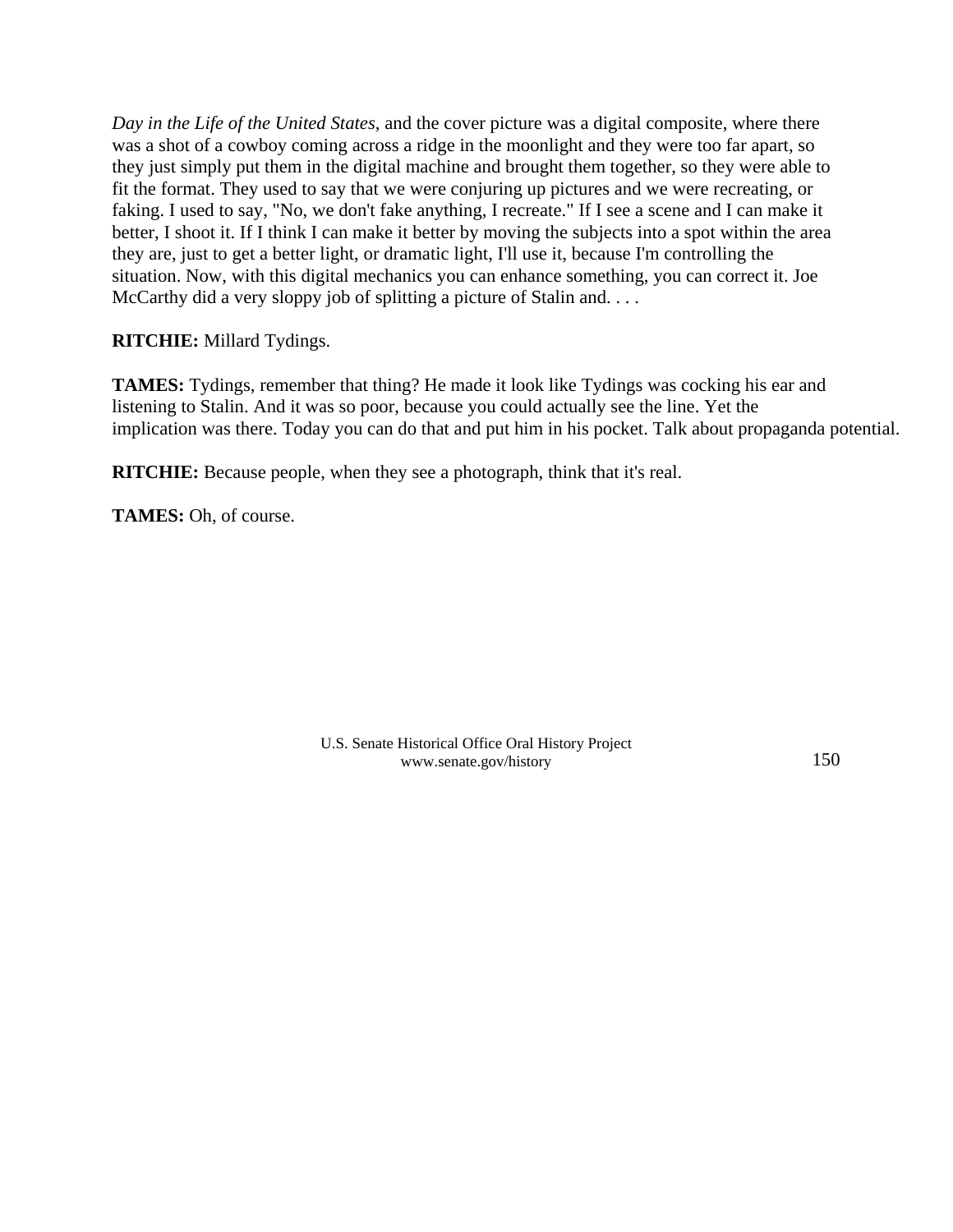*Day in the Life of the United States*, and the cover picture was a digital composite, where there was a shot of a cowboy coming across a ridge in the moonlight and they were too far apart, so they just simply put them in the digital machine and brought them together, so they were able to fit the format. They used to say that we were conjuring up pictures and we were recreating, or faking. I used to say, "No, we don't fake anything, I recreate." If I see a scene and I can make it better, I shoot it. If I think I can make it better by moving the subjects into a spot within the area they are, just to get a better light, or dramatic light, I'll use it, because I'm controlling the situation. Now, with this digital mechanics you can enhance something, you can correct it. Joe McCarthy did a very sloppy job of splitting a picture of Stalin and. . . .

**RITCHIE:** Millard Tydings.

**TAMES:** Tydings, remember that thing? He made it look like Tydings was cocking his ear and listening to Stalin. And it was so poor, because you could actually see the line. Yet the implication was there. Today you can do that and put him in his pocket. Talk about propaganda potential.

**RITCHIE:** Because people, when they see a photograph, think that it's real.

**TAMES:** Oh, of course.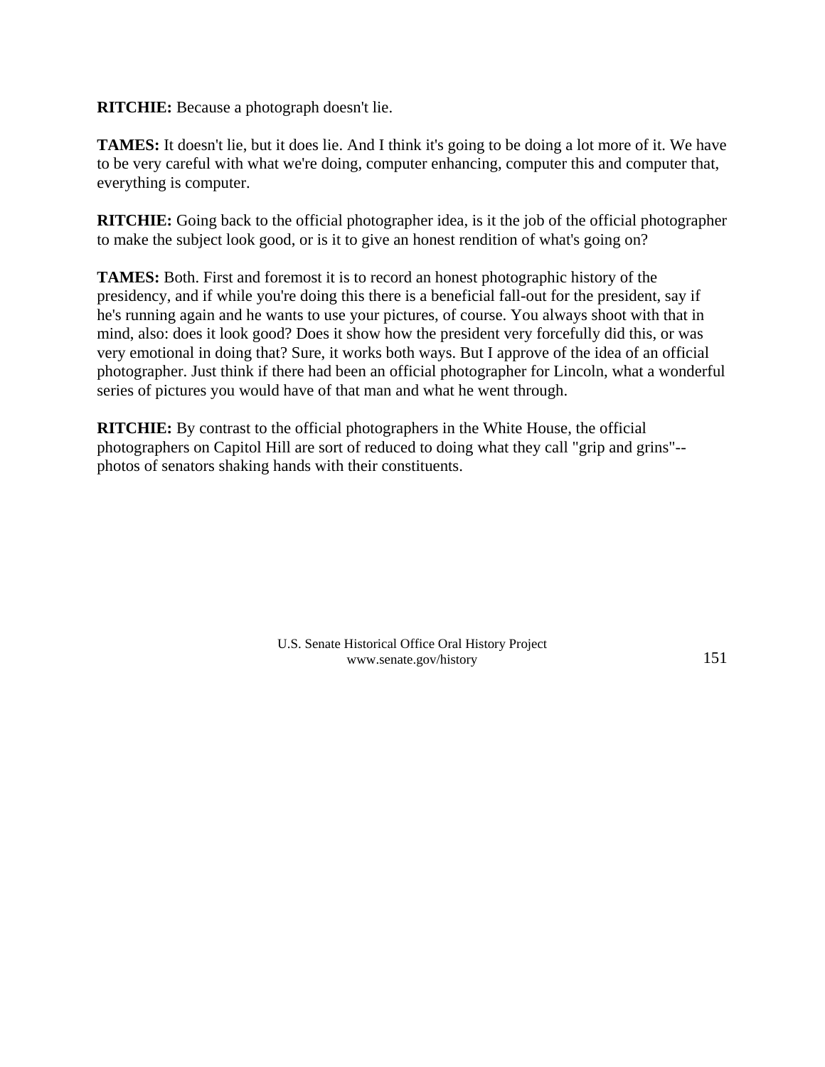**RITCHIE:** Because a photograph doesn't lie.

**TAMES:** It doesn't lie, but it does lie. And I think it's going to be doing a lot more of it. We have to be very careful with what we're doing, computer enhancing, computer this and computer that, everything is computer.

**RITCHIE:** Going back to the official photographer idea, is it the job of the official photographer to make the subject look good, or is it to give an honest rendition of what's going on?

**TAMES:** Both. First and foremost it is to record an honest photographic history of the presidency, and if while you're doing this there is a beneficial fall-out for the president, say if he's running again and he wants to use your pictures, of course. You always shoot with that in mind, also: does it look good? Does it show how the president very forcefully did this, or was very emotional in doing that? Sure, it works both ways. But I approve of the idea of an official photographer. Just think if there had been an official photographer for Lincoln, what a wonderful series of pictures you would have of that man and what he went through.

**RITCHIE:** By contrast to the official photographers in the White House, the official photographers on Capitol Hill are sort of reduced to doing what they call "grip and grins"--photos of senators shaking hands with their constituents.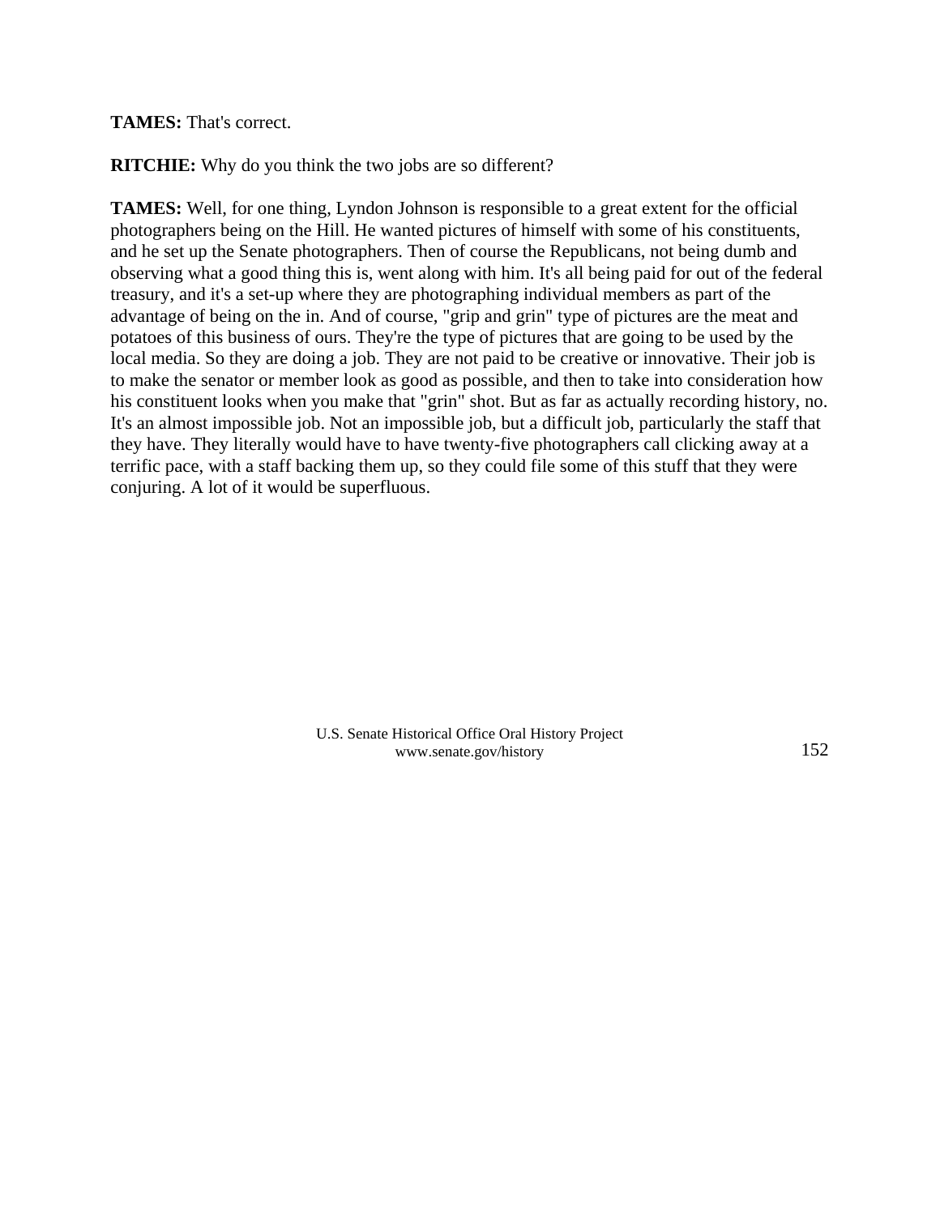**TAMES:** That's correct.

**RITCHIE:** Why do you think the two jobs are so different?

**TAMES:** Well, for one thing, Lyndon Johnson is responsible to a great extent for the official photographers being on the Hill. He wanted pictures of himself with some of his constituents, and he set up the Senate photographers. Then of course the Republicans, not being dumb and observing what a good thing this is, went along with him. It's all being paid for out of the federal treasury, and it's a set-up where they are photographing individual members as part of the advantage of being on the in. And of course, "grip and grin" type of pictures are the meat and potatoes of this business of ours. They're the type of pictures that are going to be used by the local media. So they are doing a job. They are not paid to be creative or innovative. Their job is to make the senator or member look as good as possible, and then to take into consideration how his constituent looks when you make that "grin" shot. But as far as actually recording history, no. It's an almost impossible job. Not an impossible job, but a difficult job, particularly the staff that they have. They literally would have to have twenty-five photographers call clicking away at a terrific pace, with a staff backing them up, so they could file some of this stuff that they were conjuring. A lot of it would be superfluous.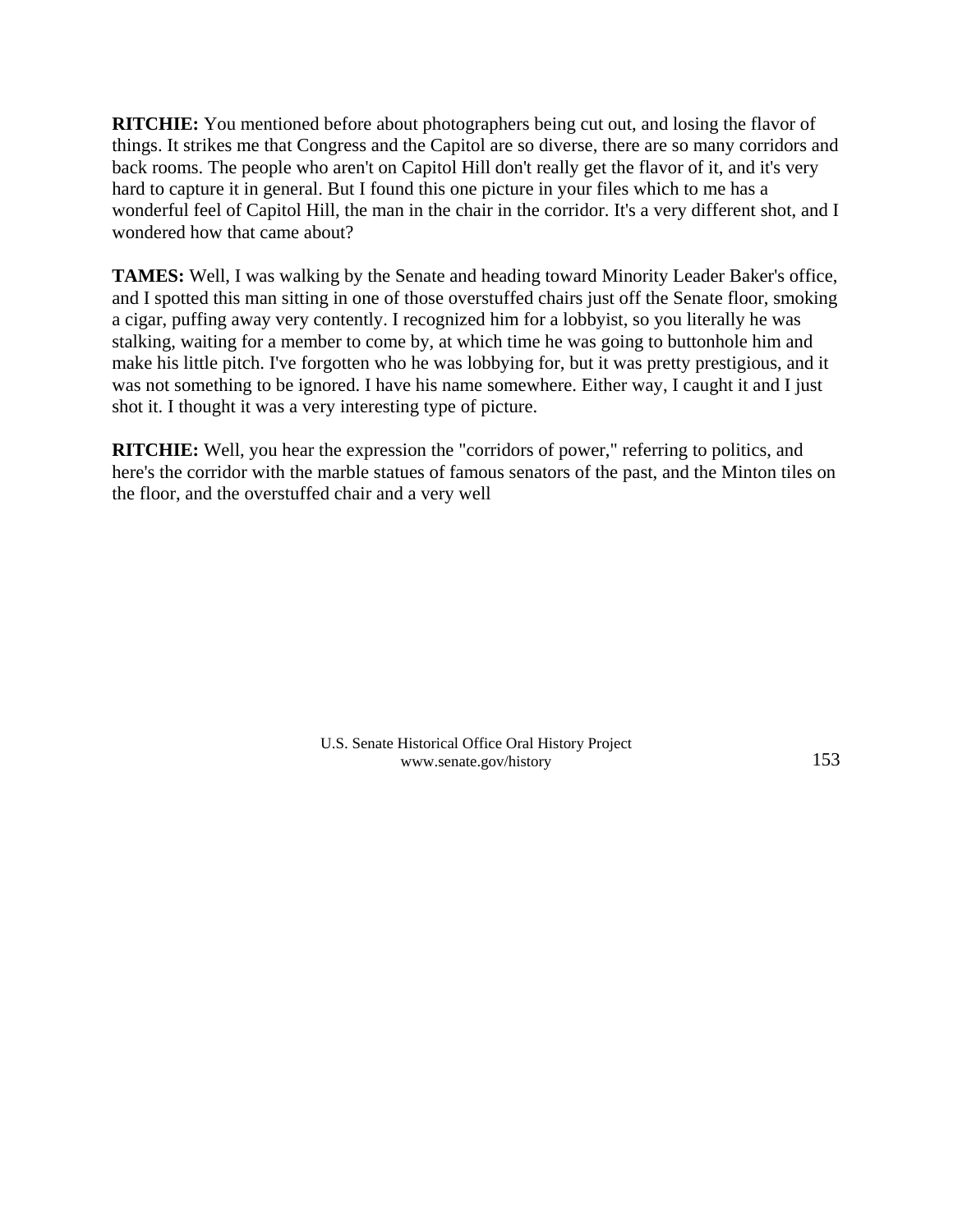**RITCHIE:** You mentioned before about photographers being cut out, and losing the flavor of things. It strikes me that Congress and the Capitol are so diverse, there are so many corridors and back rooms. The people who aren't on Capitol Hill don't really get the flavor of it, and it's very hard to capture it in general. But I found this one picture in your files which to me has a wonderful feel of Capitol Hill, the man in the chair in the corridor. It's a very different shot, and I wondered how that came about?

**TAMES:** Well, I was walking by the Senate and heading toward Minority Leader Baker's office, and I spotted this man sitting in one of those overstuffed chairs just off the Senate floor, smoking a cigar, puffing away very contently. I recognized him for a lobbyist, so you literally he was stalking, waiting for a member to come by, at which time he was going to buttonhole him and make his little pitch. I've forgotten who he was lobbying for, but it was pretty prestigious, and it was not something to be ignored. I have his name somewhere. Either way, I caught it and I just shot it. I thought it was a very interesting type of picture.

**RITCHIE:** Well, you hear the expression the "corridors of power," referring to politics, and here's the corridor with the marble statues of famous senators of the past, and the Minton tiles on the floor, and the overstuffed chair and a very well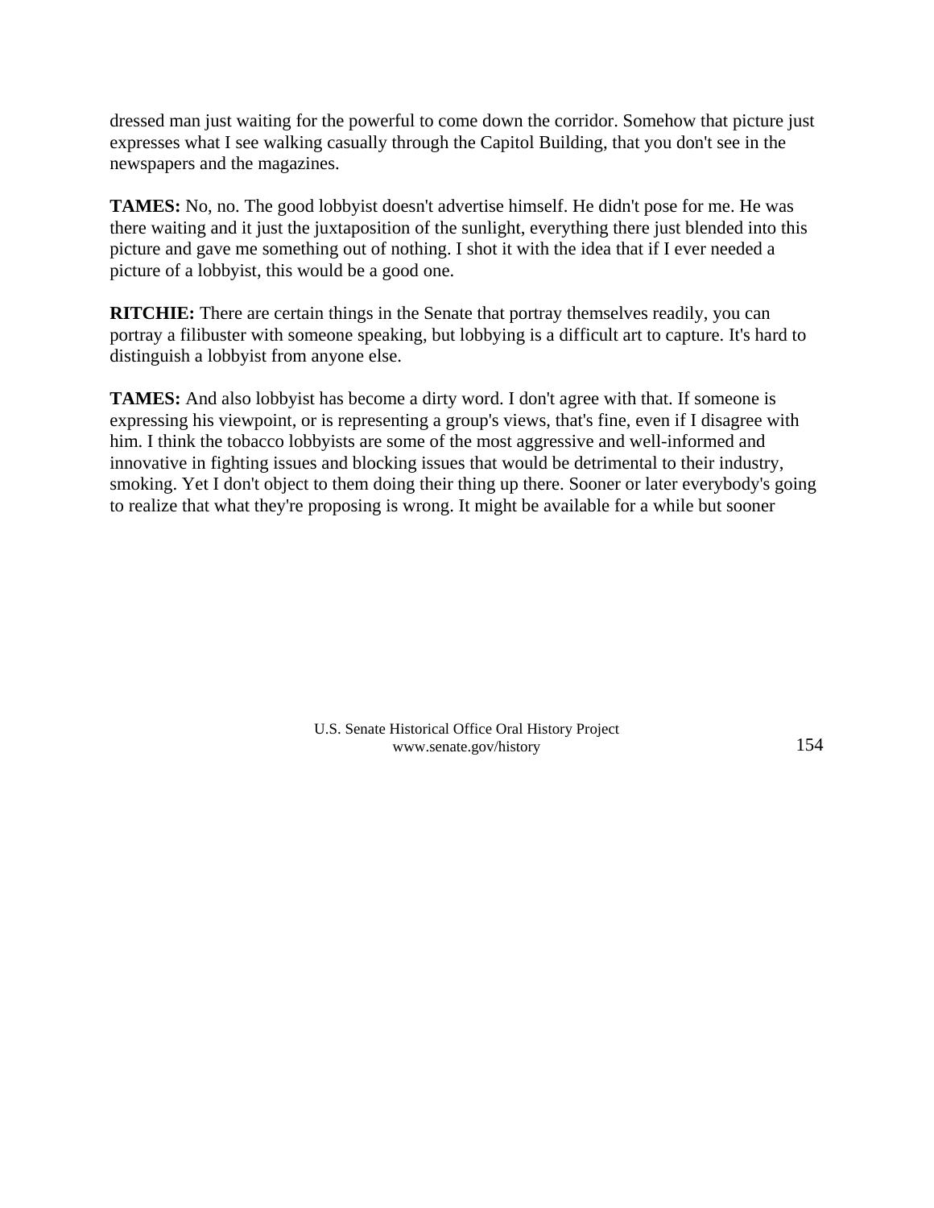dressed man just waiting for the powerful to come down the corridor. Somehow that picture just expresses what I see walking casually through the Capitol Building, that you don't see in the newspapers and the magazines.

**TAMES:** No, no. The good lobbyist doesn't advertise himself. He didn't pose for me. He was there waiting and it just the juxtaposition of the sunlight, everything there just blended into this picture and gave me something out of nothing. I shot it with the idea that if I ever needed a picture of a lobbyist, this would be a good one.

**RITCHIE:** There are certain things in the Senate that portray themselves readily, you can portray a filibuster with someone speaking, but lobbying is a difficult art to capture. It's hard to distinguish a lobbyist from anyone else.

**TAMES:** And also lobbyist has become a dirty word. I don't agree with that. If someone is expressing his viewpoint, or is representing a group's views, that's fine, even if I disagree with him. I think the tobacco lobbyists are some of the most aggressive and well-informed and innovative in fighting issues and blocking issues that would be detrimental to their industry, smoking. Yet I don't object to them doing their thing up there. Sooner or later everybody's going to realize that what they're proposing is wrong. It might be available for a while but sooner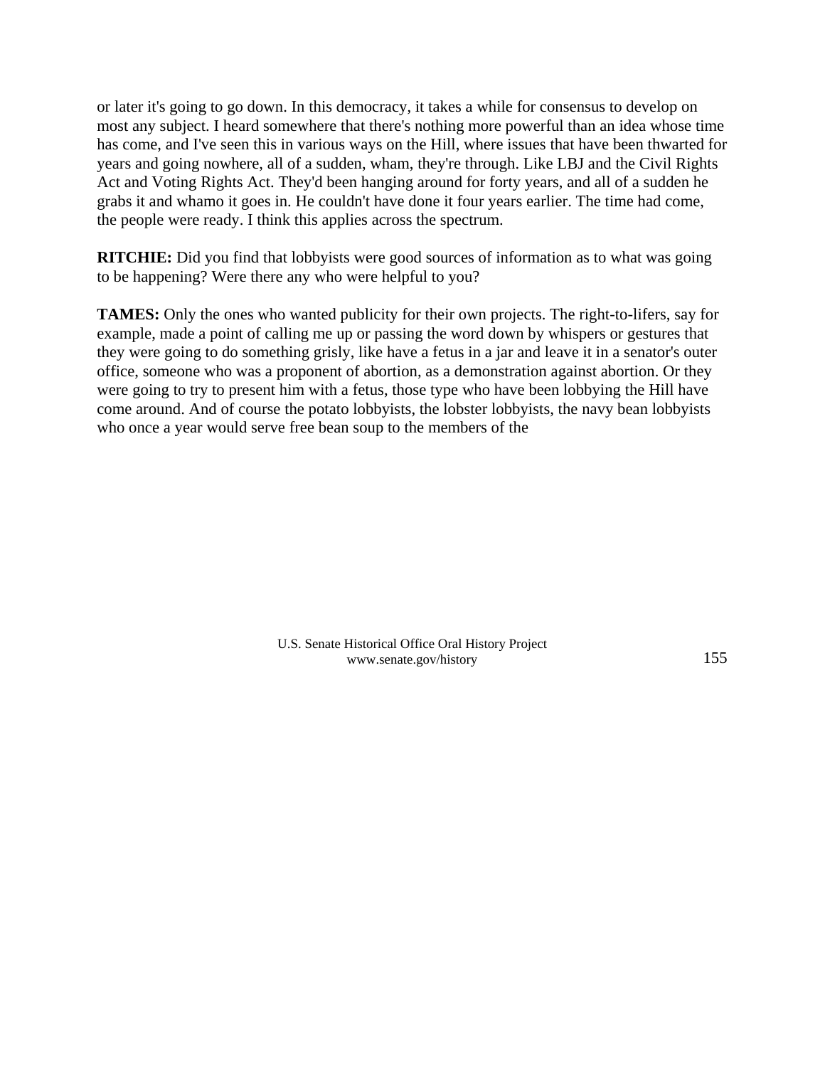or later it's going to go down. In this democracy, it takes a while for consensus to develop on most any subject. I heard somewhere that there's nothing more powerful than an idea whose time has come, and I've seen this in various ways on the Hill, where issues that have been thwarted for years and going nowhere, all of a sudden, wham, they're through. Like LBJ and the Civil Rights Act and Voting Rights Act. They'd been hanging around for forty years, and all of a sudden he grabs it and whamo it goes in. He couldn't have done it four years earlier. The time had come, the people were ready. I think this applies across the spectrum.

**RITCHIE:** Did you find that lobbyists were good sources of information as to what was going to be happening? Were there any who were helpful to you?

**TAMES:** Only the ones who wanted publicity for their own projects. The right-to-lifers, say for example, made a point of calling me up or passing the word down by whispers or gestures that they were going to do something grisly, like have a fetus in a jar and leave it in a senator's outer office, someone who was a proponent of abortion, as a demonstration against abortion. Or they were going to try to present him with a fetus, those type who have been lobbying the Hill have come around. And of course the potato lobbyists, the lobster lobbyists, the navy bean lobbyists who once a year would serve free bean soup to the members of the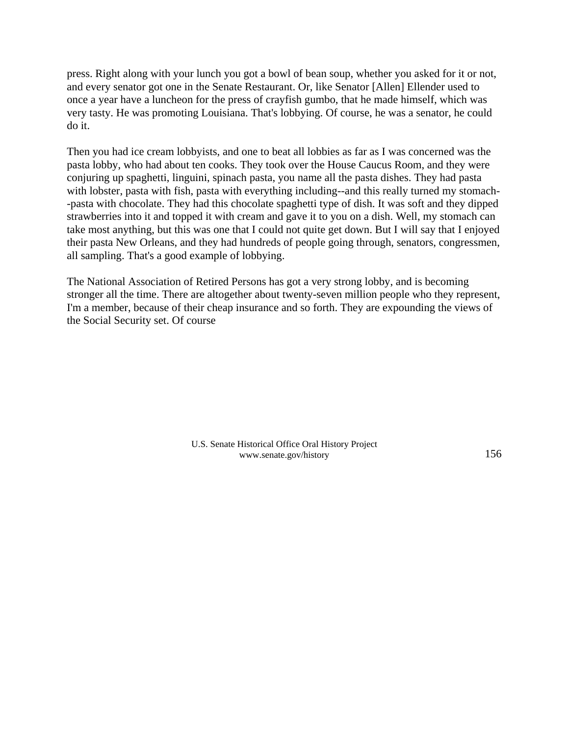press. Right along with your lunch you got a bowl of bean soup, whether you asked for it or not, and every senator got one in the Senate Restaurant. Or, like Senator [Allen] Ellender used to once a year have a luncheon for the press of crayfish gumbo, that he made himself, which was very tasty. He was promoting Louisiana. That's lobbying. Of course, he was a senator, he could do it.

Then you had ice cream lobbyists, and one to beat all lobbies as far as I was concerned was the pasta lobby, who had about ten cooks. They took over the House Caucus Room, and they were conjuring up spaghetti, linguini, spinach pasta, you name all the pasta dishes. They had pasta with lobster, pasta with fish, pasta with everything including--and this really turned my stomach--pasta with chocolate. They had this chocolate spaghetti type of dish. It was soft and they dipped strawberries into it and topped it with cream and gave it to you on a dish. Well, my stomach can take most anything, but this was one that I could not quite get down. But I will say that I enjoyed their pasta New Orleans, and they had hundreds of people going through, senators, congressmen, all sampling. That's a good example of lobbying.

The National Association of Retired Persons has got a very strong lobby, and is becoming stronger all the time. There are altogether about twenty-seven million people who they represent, I'm a member, because of their cheap insurance and so forth. They are expounding the views of the Social Security set. Of course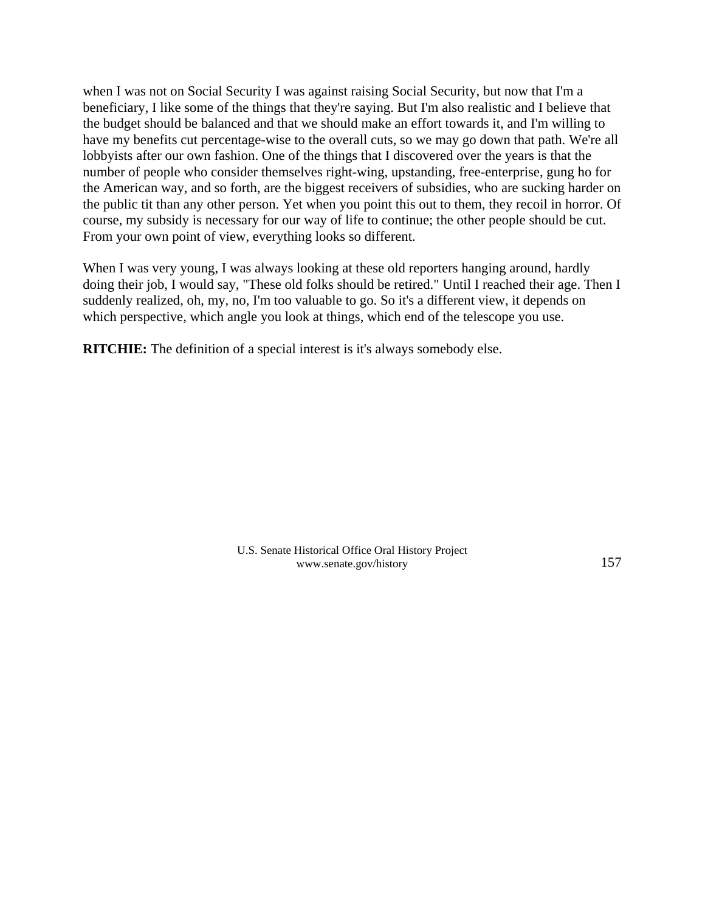when I was not on Social Security I was against raising Social Security, but now that I'm a beneficiary, I like some of the things that they're saying. But I'm also realistic and I believe that the budget should be balanced and that we should make an effort towards it, and I'm willing to have my benefits cut percentage-wise to the overall cuts, so we may go down that path. We're all lobbyists after our own fashion. One of the things that I discovered over the years is that the number of people who consider themselves right-wing, upstanding, free-enterprise, gung ho for the American way, and so forth, are the biggest receivers of subsidies, who are sucking harder on the public tit than any other person. Yet when you point this out to them, they recoil in horror. Of course, my subsidy is necessary for our way of life to continue; the other people should be cut. From your own point of view, everything looks so different.

When I was very young, I was always looking at these old reporters hanging around, hardly doing their job, I would say, "These old folks should be retired." Until I reached their age. Then I suddenly realized, oh, my, no, I'm too valuable to go. So it's a different view, it depends on which perspective, which angle you look at things, which end of the telescope you use.

**RITCHIE:** The definition of a special interest is it's always somebody else.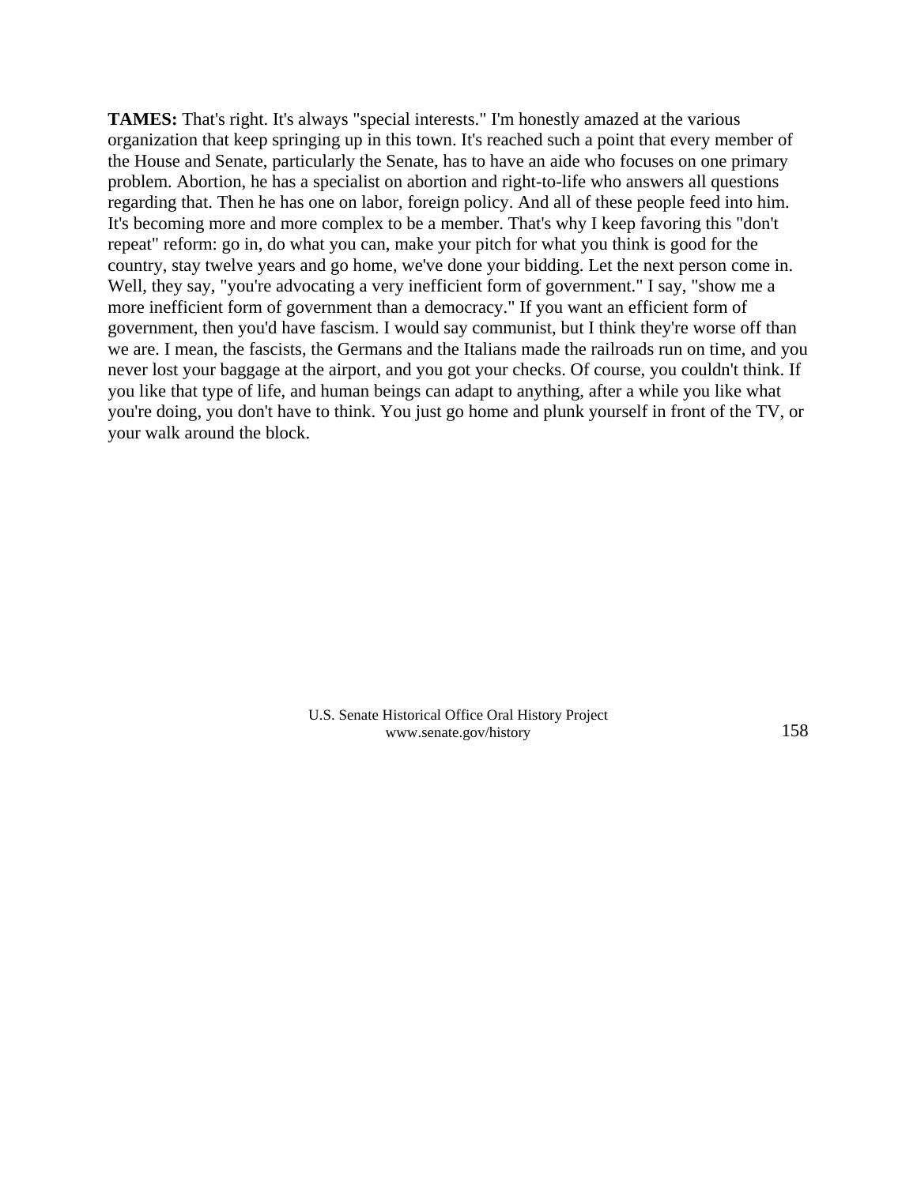**TAMES:** That's right. It's always "special interests." I'm honestly amazed at the various organization that keep springing up in this town. It's reached such a point that every member of the House and Senate, particularly the Senate, has to have an aide who focuses on one primary problem. Abortion, he has a specialist on abortion and right-to-life who answers all questions regarding that. Then he has one on labor, foreign policy. And all of these people feed into him. It's becoming more and more complex to be a member. That's why I keep favoring this "don't repeat" reform: go in, do what you can, make your pitch for what you think is good for the country, stay twelve years and go home, we've done your bidding. Let the next person come in. Well, they say, "you're advocating a very inefficient form of government." I say, "show me a more inefficient form of government than a democracy." If you want an efficient form of government, then you'd have fascism. I would say communist, but I think they're worse off than we are. I mean, the fascists, the Germans and the Italians made the railroads run on time, and you never lost your baggage at the airport, and you got your checks. Of course, you couldn't think. If you like that type of life, and human beings can adapt to anything, after a while you like what you're doing, you don't have to think. You just go home and plunk yourself in front of the TV, or your walk around the block.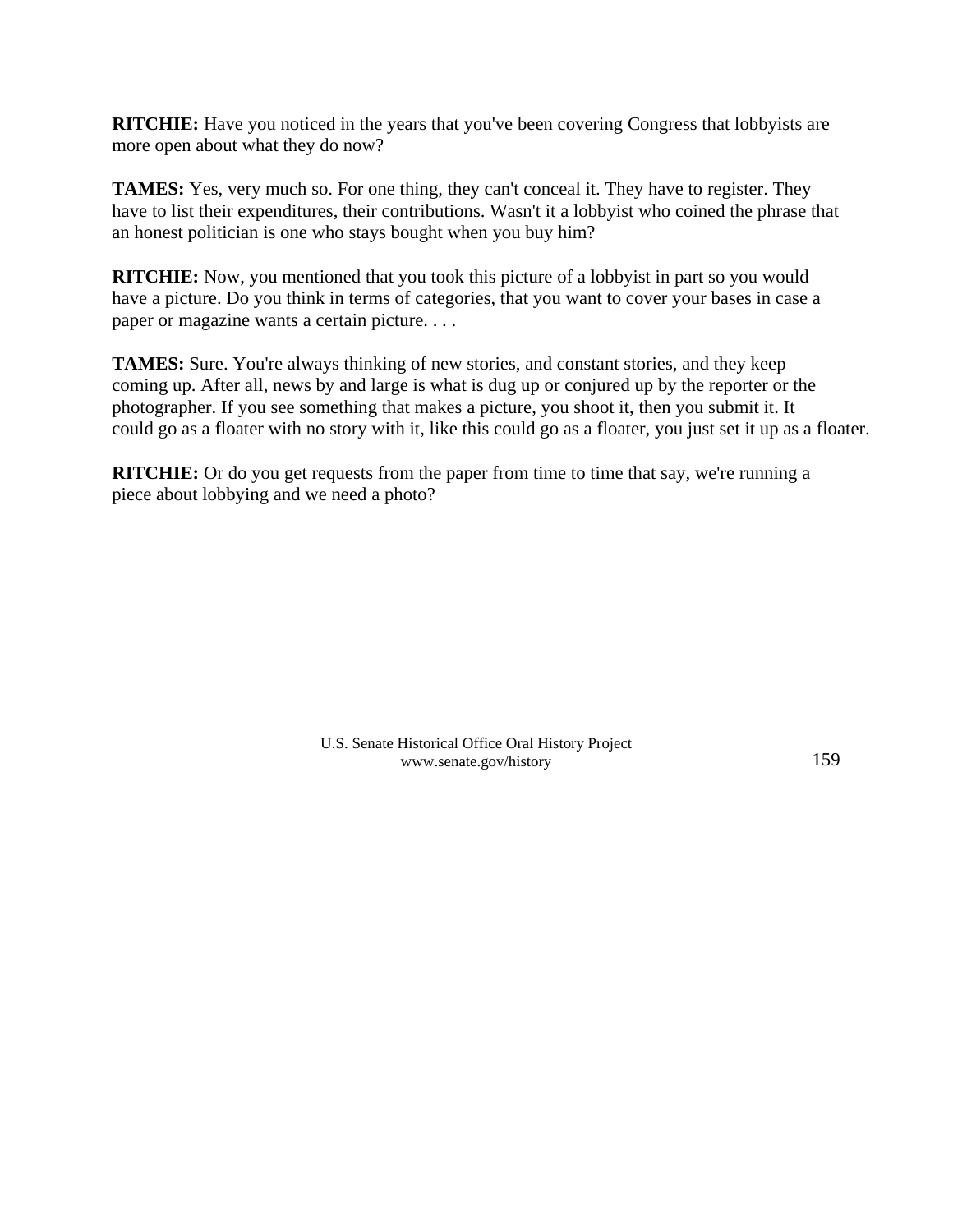**RITCHIE:** Have you noticed in the years that you've been covering Congress that lobbyists are more open about what they do now?

**TAMES:** Yes, very much so. For one thing, they can't conceal it. They have to register. They have to list their expenditures, their contributions. Wasn't it a lobbyist who coined the phrase that an honest politician is one who stays bought when you buy him?

**RITCHIE:** Now, you mentioned that you took this picture of a lobbyist in part so you would have a picture. Do you think in terms of categories, that you want to cover your bases in case a paper or magazine wants a certain picture. . . .

**TAMES:** Sure. You're always thinking of new stories, and constant stories, and they keep coming up. After all, news by and large is what is dug up or conjured up by the reporter or the photographer. If you see something that makes a picture, you shoot it, then you submit it. It could go as a floater with no story with it, like this could go as a floater, you just set it up as a floater.

**RITCHIE:** Or do you get requests from the paper from time to time that say, we're running a piece about lobbying and we need a photo?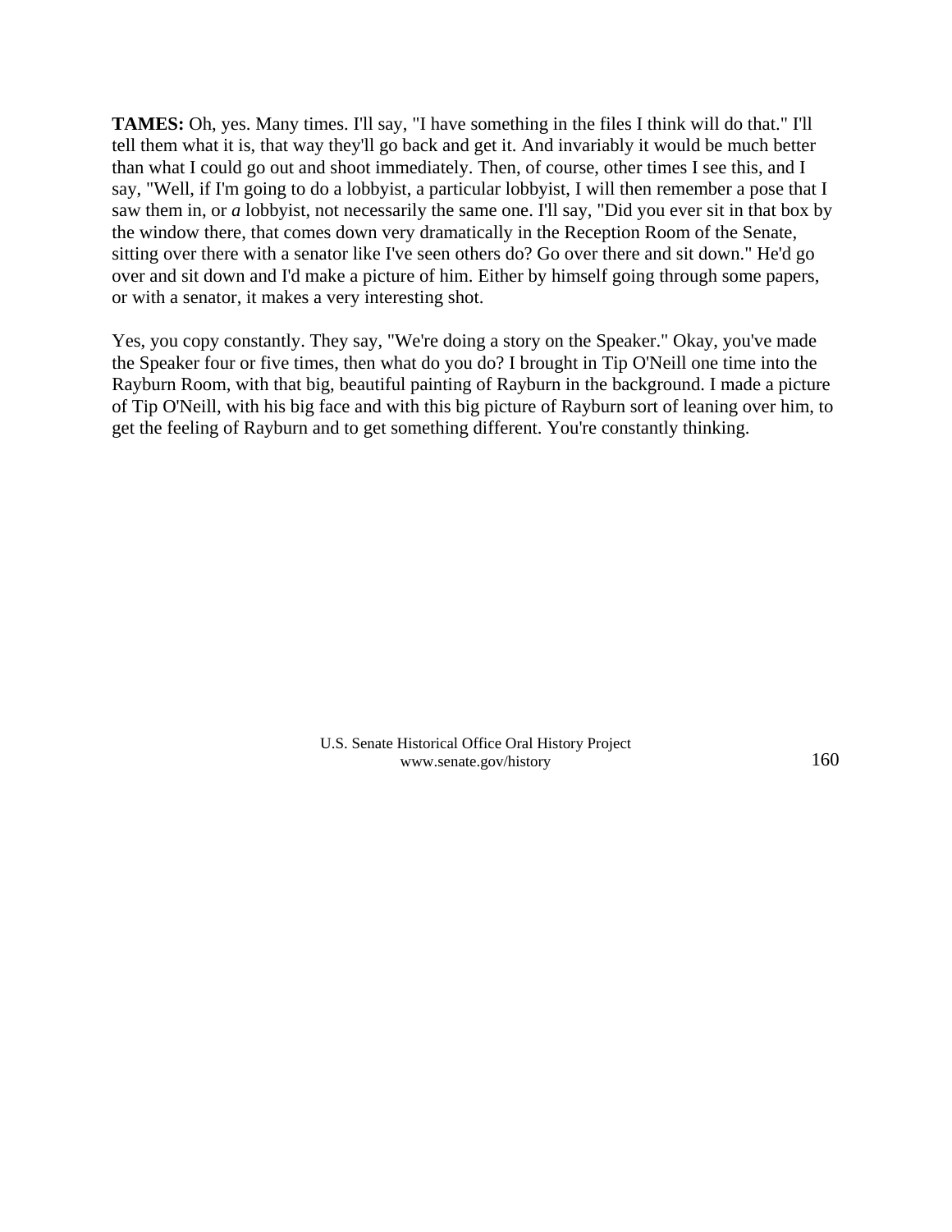**TAMES:** Oh, yes. Many times. I'll say, "I have something in the files I think will do that." I'll tell them what it is, that way they'll go back and get it. And invariably it would be much better than what I could go out and shoot immediately. Then, of course, other times I see this, and I say, "Well, if I'm going to do a lobbyist, a particular lobbyist, I will then remember a pose that I saw them in, or *a* lobbyist, not necessarily the same one. I'll say, "Did you ever sit in that box by the window there, that comes down very dramatically in the Reception Room of the Senate, sitting over there with a senator like I've seen others do? Go over there and sit down." He'd go over and sit down and I'd make a picture of him. Either by himself going through some papers, or with a senator, it makes a very interesting shot.

Yes, you copy constantly. They say, "We're doing a story on the Speaker." Okay, you've made the Speaker four or five times, then what do you do? I brought in Tip O'Neill one time into the Rayburn Room, with that big, beautiful painting of Rayburn in the background. I made a picture of Tip O'Neill, with his big face and with this big picture of Rayburn sort of leaning over him, to get the feeling of Rayburn and to get something different. You're constantly thinking.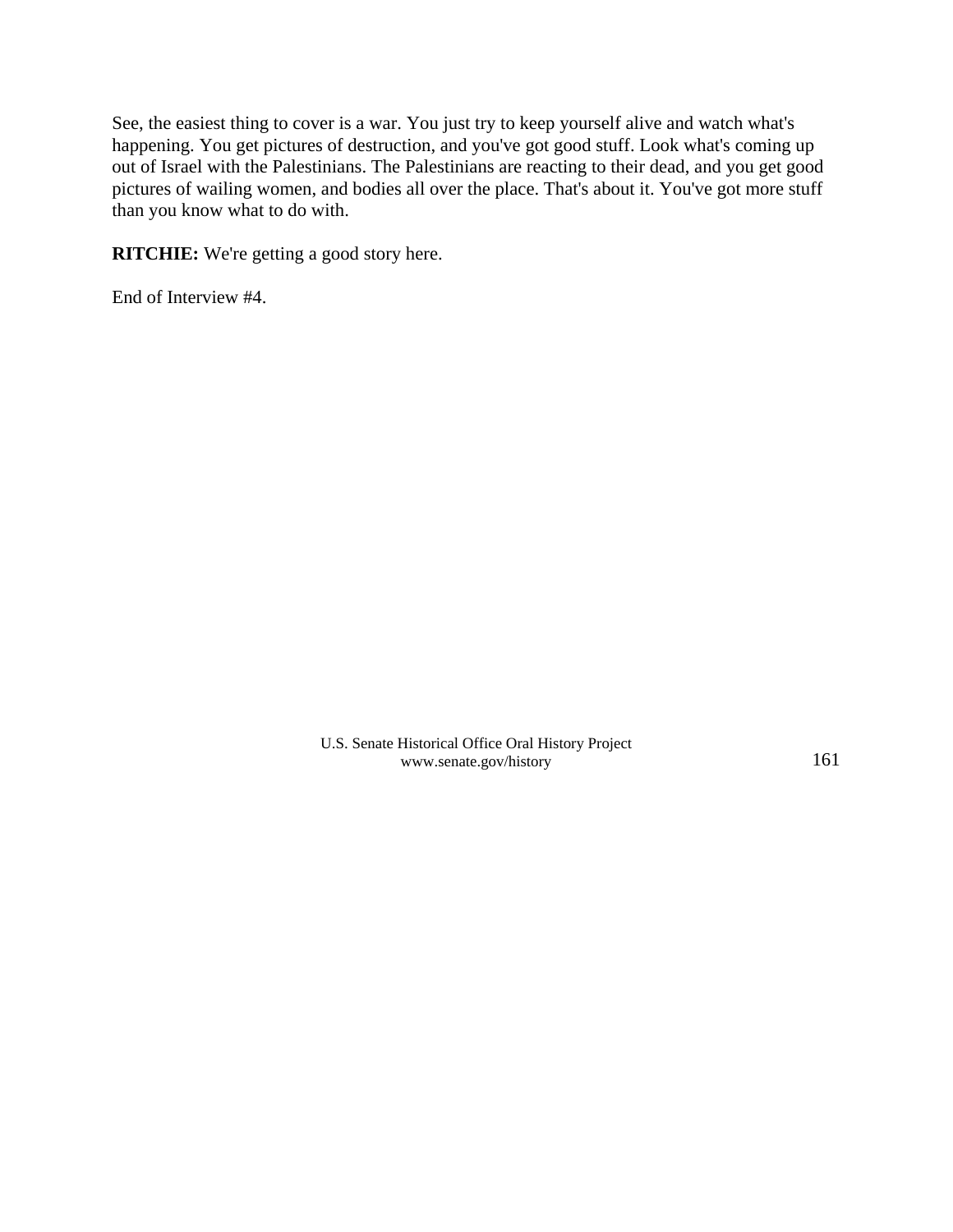See, the easiest thing to cover is a war. You just try to keep yourself alive and watch what's happening. You get pictures of destruction, and you've got good stuff. Look what's coming up out of Israel with the Palestinians. The Palestinians are reacting to their dead, and you get good pictures of wailing women, and bodies all over the place. That's about it. You've got more stuff than you know what to do with.

**RITCHIE:** We're getting a good story here.

End of Interview #4.